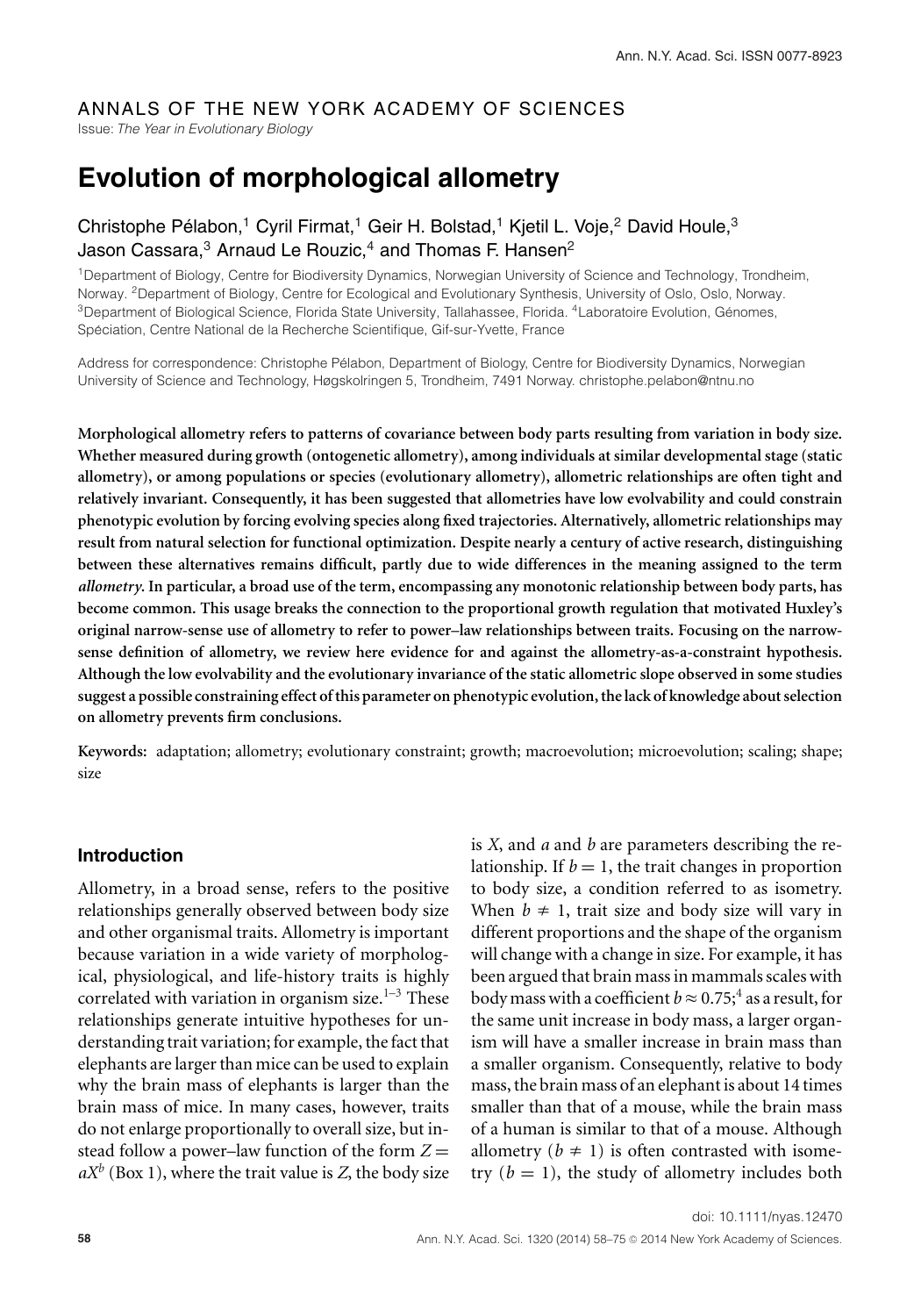ANNALS OF THE NEW YORK ACADEMY OF SCIENCES

Issue: *The Year in Evolutionary Biology*

# Evolution of morphological allometry

Christophe Pélabon,[1] Cyril Firmat,[1] Geir H. Bolstad,[1] Kjetil L. Voje,[2] David Houle,[3] Jason Cassara,[3] Arnaud Le Rouzic,[4] and Thomas F. Hansen[2]

[1]Department of Biology, Centre for Biodiversity Dynamics, Norwegian University of Science and Technology, Trondheim, Norway. [2]Department of Biology, Centre for Ecological and Evolutionary Synthesis, University of Oslo, Oslo, Norway. [3]Department of Biological Science, Florida State University, Tallahassee, Florida. [4]Laboratoire Evolution, Génomes, Spéciation, Centre National de la Recherche Scientifique, Gif-sur-Yvette, France

Address for correspondence: Christophe Pélabon, Department of Biology, Centre for Biodiversity Dynamics, Norwegian University of Science and Technology, Høgskolringen 5, Trondheim, 7491 Norway. christophe.pelabon@ntnu.no

**Morphological allometry refers to patterns of covariance between body parts resulting from variation in body size. Whether measured during growth (ontogenetic allometry), among individuals at similar developmental stage (static allometry), or among populations or species (evolutionary allometry), allometric relationships are often tight and relatively invariant. Consequently, it has been suggested that allometries have low evolvability and could constrain phenotypic evolution by forcing evolving species along fixed trajectories. Alternatively, allometric relationships may result from natural selection for functional optimization. Despite nearly a century of active research, distinguishing between these alternatives remains difficult, partly due to wide differences in the meaning assigned to the term *allometry*. In particular, a broad use of the term, encompassing any monotonic relationship between body parts, has become common. This usage breaks the connection to the proportional growth regulation that motivated Huxley's original narrow-sense use of allometry to refer to power–law relationships between traits. Focusing on the narrow-sense definition of allometry, we review here evidence for and against the allometry-as-a-constraint hypothesis. Although the low evolvability and the evolutionary invariance of the static allometric slope observed in some studies suggest a possible constraining effect of this parameter on phenotypic evolution, the lack of knowledge about selection on allometry prevents firm conclusions.**

**Keywords:** adaptation; allometry; evolutionary constraint; growth; macroevolution; microevolution; scaling; shape; size

## Introduction

Allometry, in a broad sense, refers to the positive relationships generally observed between body size and other organismal traits. Allometry is important because variation in a wide variety of morphological, physiological, and life-history traits is highly correlated with variation in organism size.[1–3] These relationships generate intuitive hypotheses for understanding trait variation; for example, the fact that elephants are larger than mice can be used to explain why the brain mass of elephants is larger than the brain mass of mice. In many cases, however, traits do not enlarge proportionally to overall size, but instead follow a power–law function of the form $Z = aX^b$ (Box 1), where the trait value is $Z$, the body size is $X$, and $a$ and $b$ are parameters describing the relationship. If $b = 1$, the trait changes in proportion to body size, a condition referred to as isometry. When $b \neq 1$, trait size and body size will vary in different proportions and the shape of the organism will change with a change in size. For example, it has been argued that brain mass in mammals scales with body mass with a coefficient $b \approx 0.75$;[4] as a result, for the same unit increase in body mass, a larger organism will have a smaller increase in brain mass than a smaller organism. Consequently, relative to body mass, the brain mass of an elephant is about 14 times smaller than that of a mouse, while the brain mass of a human is similar to that of a mouse. Although allometry ($b \neq 1$) is often contrasted with isometry ($b = 1$), the study of allometry includes both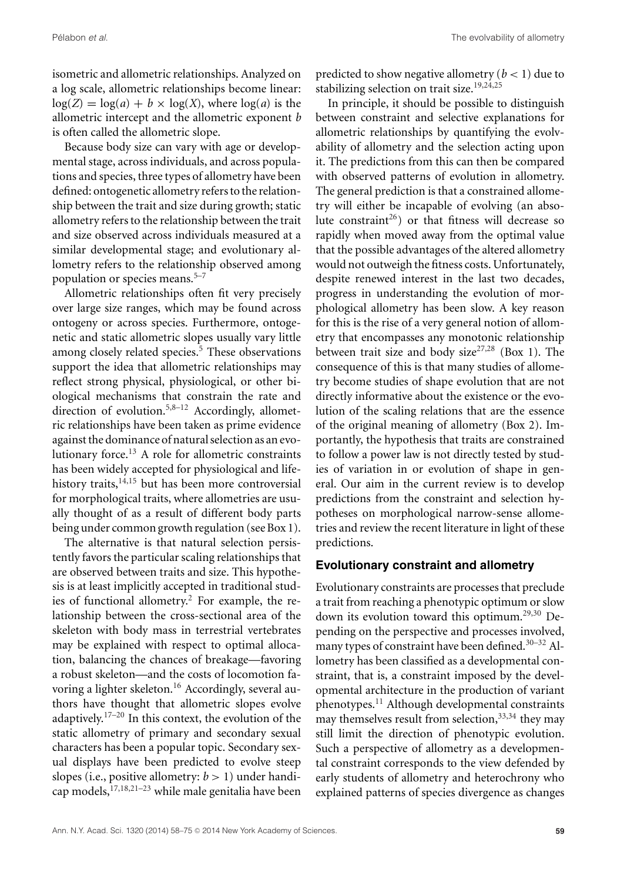isometric and allometric relationships. Analyzed on a log scale, allometric relationships become linear: $\log(Z) = \log(a) + b \times \log(X)$, where $\log(a)$ is the allometric intercept and the allometric exponent $b$ is often called the allometric slope.

Because body size can vary with age or developmental stage, across individuals, and across populations and species, three types of allometry have been defined: ontogenetic allometry refers to the relationship between the trait and size during growth; static allometry refers to the relationship between the trait and size observed across individuals measured at a similar developmental stage; and evolutionary allometry refers to the relationship observed among population or species means.[5–7]

Allometric relationships often fit very precisely over large size ranges, which may be found across ontogeny or across species. Furthermore, ontogenetic and static allometric slopes usually vary little among closely related species.[5] These observations support the idea that allometric relationships may reflect strong physical, physiological, or other biological mechanisms that constrain the rate and direction of evolution.[5,8–12] Accordingly, allometric relationships have been taken as prime evidence against the dominance of natural selection as an evolutionary force.[13] A role for allometric constraints has been widely accepted for physiological and life-history traits,[14,15] but has been more controversial for morphological traits, where allometries are usually thought of as a result of different body parts being under common growth regulation (see Box 1).

The alternative is that natural selection persistently favors the particular scaling relationships that are observed between traits and size. This hypothesis is at least implicitly accepted in traditional studies of functional allometry.[2] For example, the relationship between the cross-sectional area of the skeleton with body mass in terrestrial vertebrates may be explained with respect to optimal allocation, balancing the chances of breakage—favoring a robust skeleton—and the costs of locomotion favoring a lighter skeleton.[16] Accordingly, several authors have thought that allometric slopes evolve adaptively.[17–20] In this context, the evolution of the static allometry of primary and secondary sexual characters has been a popular topic. Secondary sexual displays have been predicted to evolve steep slopes (i.e., positive allometry: $b > 1$) under handicap models,[17,18,21–23] while male genitalia have been predicted to show negative allometry ($b < 1$) due to stabilizing selection on trait size.[19,24,25]

In principle, it should be possible to distinguish between constraint and selective explanations for allometric relationships by quantifying the evolvability of allometry and the selection acting upon it. The predictions from this can then be compared with observed patterns of evolution in allometry. The general prediction is that a constrained allometry will either be incapable of evolving (an absolute constraint[26]) or that fitness will decrease so rapidly when moved away from the optimal value that the possible advantages of the altered allometry would not outweigh the fitness costs. Unfortunately, despite renewed interest in the last two decades, progress in understanding the evolution of morphological allometry has been slow. A key reason for this is the rise of a very general notion of allometry that encompasses any monotonic relationship between trait size and body size[27,28] (Box 1). The consequence of this is that many studies of allometry become studies of shape evolution that are not directly informative about the existence or the evolution of the scaling relations that are the essence of the original meaning of allometry (Box 2). Importantly, the hypothesis that traits are constrained to follow a power law is not directly tested by studies of variation in or evolution of shape in general. Our aim in the current review is to develop predictions from the constraint and selection hypotheses on morphological narrow-sense allometries and review the recent literature in light of these predictions.

## Evolutionary constraint and allometry

Evolutionary constraints are processes that preclude a trait from reaching a phenotypic optimum or slow down its evolution toward this optimum.[29,30] Depending on the perspective and processes involved, many types of constraint have been defined.[30–32] Allometry has been classified as a developmental constraint, that is, a constraint imposed by the developmental architecture in the production of variant phenotypes.[11] Although developmental constraints may themselves result from selection,[33,34] they may still limit the direction of phenotypic evolution. Such a perspective of allometry as a developmental constraint corresponds to the view defended by early students of allometry and heterochrony who explained patterns of species divergence as changes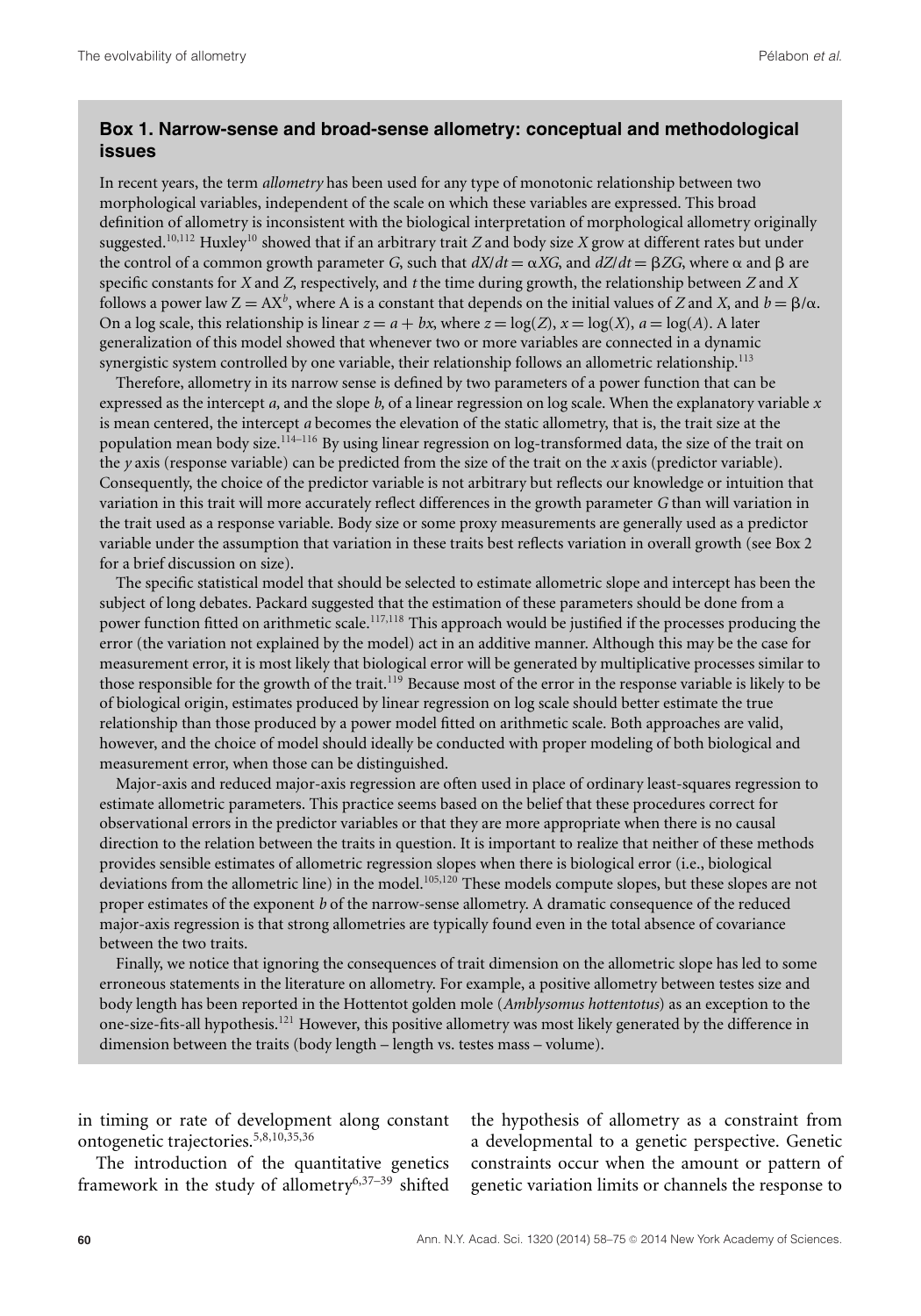## Box 1. Narrow-sense and broad-sense allometry: conceptual and methodological issues

In recent years, the term *allometry* has been used for any type of monotonic relationship between two morphological variables, independent of the scale on which these variables are expressed. This broad definition of allometry is inconsistent with the biological interpretation of morphological allometry originally suggested.[10,112] Huxley[10] showed that if an arbitrary trait $Z$ and body size $X$ grow at different rates but under the control of a common growth parameter $G$, such that $dX/dt = \alpha XG$, and $dZ/dt = \beta ZG$, where $\alpha$ and $\beta$ are specific constants for $X$ and $Z$, respectively, and $t$ the time during growth, the relationship between $Z$ and $X$ follows a power law $Z = AX^b$, where A is a constant that depends on the initial values of $Z$ and $X$, and $b = \beta/\alpha$. On a log scale, this relationship is linear $z = a + bx$, where $z = \log(Z)$, $x = \log(X)$, $a = \log(A)$. A later generalization of this model showed that whenever two or more variables are connected in a dynamic synergistic system controlled by one variable, their relationship follows an allometric relationship.[113]

Therefore, allometry in its narrow sense is defined by two parameters of a power function that can be expressed as the intercept $a$, and the slope $b$, of a linear regression on log scale. When the explanatory variable $x$ is mean centered, the intercept $a$ becomes the elevation of the static allometry, that is, the trait size at the population mean body size.[114–116] By using linear regression on log-transformed data, the size of the trait on the $y$ axis (response variable) can be predicted from the size of the trait on the $x$ axis (predictor variable). Consequently, the choice of the predictor variable is not arbitrary but reflects our knowledge or intuition that variation in this trait will more accurately reflect differences in the growth parameter $G$ than will variation in the trait used as a response variable. Body size or some proxy measurements are generally used as a predictor variable under the assumption that variation in these traits best reflects variation in overall growth (see Box 2 for a brief discussion on size).

The specific statistical model that should be selected to estimate allometric slope and intercept has been the subject of long debates. Packard suggested that the estimation of these parameters should be done from a power function fitted on arithmetic scale.[117,118] This approach would be justified if the processes producing the error (the variation not explained by the model) act in an additive manner. Although this may be the case for measurement error, it is most likely that biological error will be generated by multiplicative processes similar to those responsible for the growth of the trait.[119] Because most of the error in the response variable is likely to be of biological origin, estimates produced by linear regression on log scale should better estimate the true relationship than those produced by a power model fitted on arithmetic scale. Both approaches are valid, however, and the choice of model should ideally be conducted with proper modeling of both biological and measurement error, when those can be distinguished.

Major-axis and reduced major-axis regression are often used in place of ordinary least-squares regression to estimate allometric parameters. This practice seems based on the belief that these procedures correct for observational errors in the predictor variables or that they are more appropriate when there is no causal direction to the relation between the traits in question. It is important to realize that neither of these methods provides sensible estimates of allometric regression slopes when there is biological error (i.e., biological deviations from the allometric line) in the model.[105,120] These models compute slopes, but these slopes are not proper estimates of the exponent $b$ of the narrow-sense allometry. A dramatic consequence of the reduced major-axis regression is that strong allometries are typically found even in the total absence of covariance between the two traits.

Finally, we notice that ignoring the consequences of trait dimension on the allometric slope has led to some erroneous statements in the literature on allometry. For example, a positive allometry between testes size and body length has been reported in the Hottentot golden mole (*Amblysomus hottentotus*) as an exception to the one-size-fits-all hypothesis.[121] However, this positive allometry was most likely generated by the difference in dimension between the traits (body length – length vs. testes mass – volume).

in timing or rate of development along constant ontogenetic trajectories.[5,8,10,35,36]

The introduction of the quantitative genetics framework in the study of allometry[6,37–39] shifted the hypothesis of allometry as a constraint from a developmental to a genetic perspective. Genetic constraints occur when the amount or pattern of genetic variation limits or channels the response to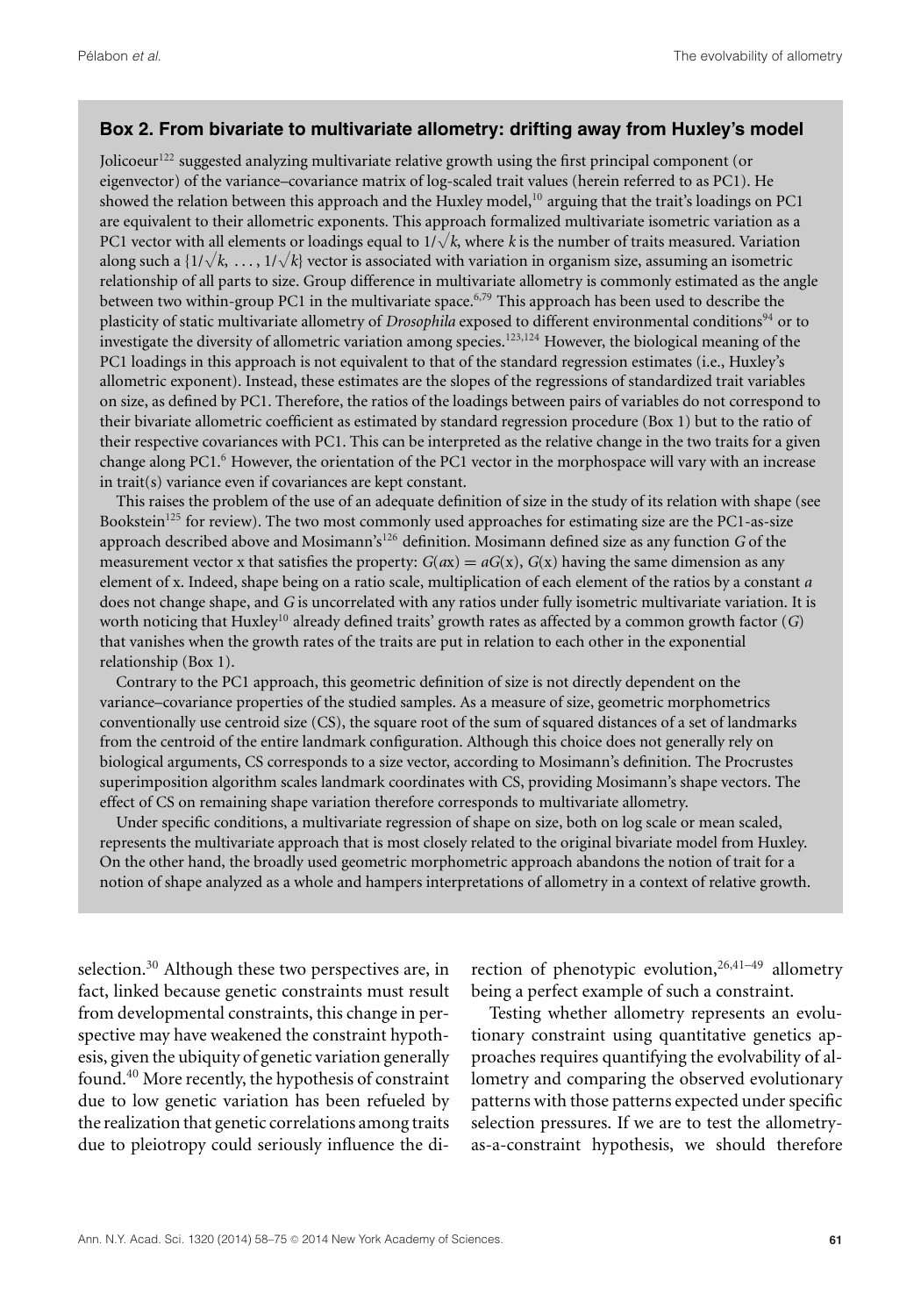## Box 2. From bivariate to multivariate allometry: drifting away from Huxley's model

Jolicoeur[122] suggested analyzing multivariate relative growth using the first principal component (or eigenvector) of the variance–covariance matrix of log-scaled trait values (herein referred to as PC1). He showed the relation between this approach and the Huxley model,[10] arguing that the trait's loadings on PC1 are equivalent to their allometric exponents. This approach formalized multivariate isometric variation as a PC1 vector with all elements or loadings equal to $1/\sqrt{k}$, where $k$ is the number of traits measured. Variation along such a $\{1/\sqrt{k}, \ldots, 1/\sqrt{k}\}$ vector is associated with variation in organism size, assuming an isometric relationship of all parts to size. Group difference in multivariate allometry is commonly estimated as the angle between two within-group PC1 in the multivariate space.[6,79] This approach has been used to describe the plasticity of static multivariate allometry of *Drosophila* exposed to different environmental conditions[94] or to investigate the diversity of allometric variation among species.[123,124] However, the biological meaning of the PC1 loadings in this approach is not equivalent to that of the standard regression estimates (i.e., Huxley's allometric exponent). Instead, these estimates are the slopes of the regressions of standardized trait variables on size, as defined by PC1. Therefore, the ratios of the loadings between pairs of variables do not correspond to their bivariate allometric coefficient as estimated by standard regression procedure (Box 1) but to the ratio of their respective covariances with PC1. This can be interpreted as the relative change in the two traits for a given change along PC1.[6] However, the orientation of the PC1 vector in the morphospace will vary with an increase in trait(s) variance even if covariances are kept constant.

This raises the problem of the use of an adequate definition of size in the study of its relation with shape (see Bookstein[125] for review). The two most commonly used approaches for estimating size are the PC1-as-size approach described above and Mosimann's[126] definition. Mosimann defined size as any function $G$ of the measurement vector x that satisfies the property: $G(a\text{x}) = aG(\text{x})$, $G(\text{x})$ having the same dimension as any element of x. Indeed, shape being on a ratio scale, multiplication of each element of the ratios by a constant $a$ does not change shape, and $G$ is uncorrelated with any ratios under fully isometric multivariate variation. It is worth noticing that Huxley[10] already defined traits' growth rates as affected by a common growth factor ($G$) that vanishes when the growth rates of the traits are put in relation to each other in the exponential relationship (Box 1).

Contrary to the PC1 approach, this geometric definition of size is not directly dependent on the variance–covariance properties of the studied samples. As a measure of size, geometric morphometrics conventionally use centroid size (CS), the square root of the sum of squared distances of a set of landmarks from the centroid of the entire landmark configuration. Although this choice does not generally rely on biological arguments, CS corresponds to a size vector, according to Mosimann's definition. The Procrustes superimposition algorithm scales landmark coordinates with CS, providing Mosimann's shape vectors. The effect of CS on remaining shape variation therefore corresponds to multivariate allometry.

Under specific conditions, a multivariate regression of shape on size, both on log scale or mean scaled, represents the multivariate approach that is most closely related to the original bivariate model from Huxley. On the other hand, the broadly used geometric morphometric approach abandons the notion of trait for a notion of shape analyzed as a whole and hampers interpretations of allometry in a context of relative growth.

---

selection.[30] Although these two perspectives are, in fact, linked because genetic constraints must result from developmental constraints, this change in perspective may have weakened the constraint hypothesis, given the ubiquity of genetic variation generally found.[40] More recently, the hypothesis of constraint due to low genetic variation has been refueled by the realization that genetic correlations among traits due to pleiotropy could seriously influence the direction of phenotypic evolution,[26,41–49] allometry being a perfect example of such a constraint.

Testing whether allometry represents an evolutionary constraint using quantitative genetics approaches requires quantifying the evolvability of allometry and comparing the observed evolutionary patterns with those patterns expected under specific selection pressures. If we are to test the allometry-as-a-constraint hypothesis, we should therefore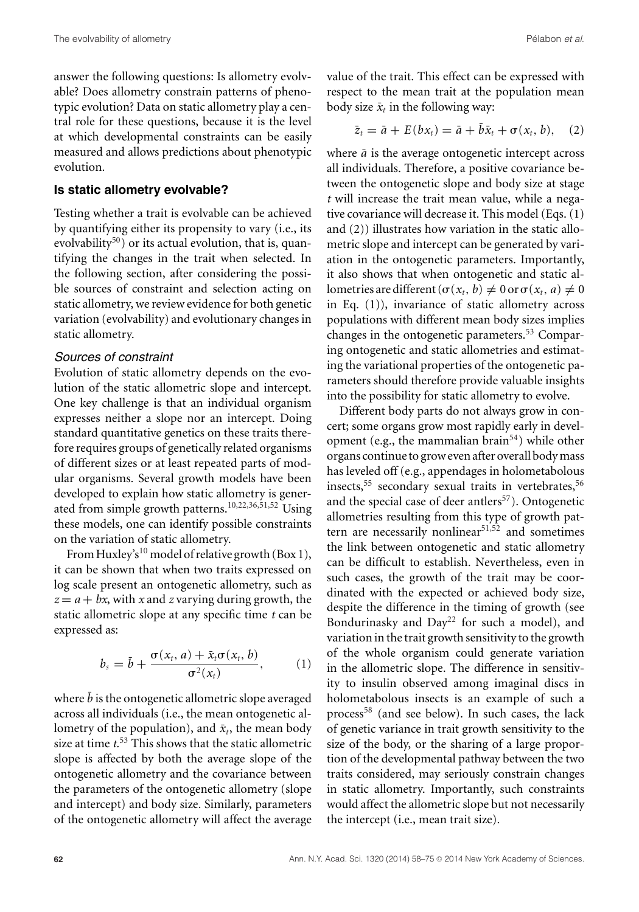answer the following questions: Is allometry evolvable? Does allometry constrain patterns of phenotypic evolution? Data on static allometry play a central role for these questions, because it is the level at which developmental constraints can be easily measured and allows predictions about phenotypic evolution.

## Is static allometry evolvable?

Testing whether a trait is evolvable can be achieved by quantifying either its propensity to vary (i.e., its evolvability[50]) or its actual evolution, that is, quantifying the changes in the trait when selected. In the following section, after considering the possible sources of constraint and selection acting on static allometry, we review evidence for both genetic variation (evolvability) and evolutionary changes in static allometry.

### *Sources of constraint*

Evolution of static allometry depends on the evolution of the static allometric slope and intercept. One key challenge is that an individual organism expresses neither a slope nor an intercept. Doing standard quantitative genetics on these traits therefore requires groups of genetically related organisms of different sizes or at least repeated parts of modular organisms. Several growth models have been developed to explain how static allometry is generated from simple growth patterns.[10,22,36,51,52] Using these models, one can identify possible constraints on the variation of static allometry.

From Huxley's[10] model of relative growth (Box 1), it can be shown that when two traits expressed on log scale present an ontogenetic allometry, such as $z = a + bx$, with $x$ and $z$ varying during growth, the static allometric slope at any specific time $t$ can be expressed as:

$$b_s = \bar{b} + \frac{\sigma(x_t, a) + \bar{x}_t \sigma(x_t, b)}{\sigma^2(x_t)}, \qquad (1)$$

where $\bar{b}$ is the ontogenetic allometric slope averaged across all individuals (i.e., the mean ontogenetic allometry of the population), and $\bar{x}_t$, the mean body size at time $t$.[53] This shows that the static allometric slope is affected by both the average slope of the ontogenetic allometry and the covariance between the parameters of the ontogenetic allometry (slope and intercept) and body size. Similarly, parameters of the ontogenetic allometry will affect the average value of the trait. This effect can be expressed with respect to the mean trait at the population mean body size $\bar{x}_t$ in the following way:

$$\bar{z}_t = \bar{a} + E(bx_t) = \bar{a} + \bar{b}\bar{x}_t + \sigma(x_t, b), \qquad (2)$$

where $\bar{a}$ is the average ontogenetic intercept across all individuals. Therefore, a positive covariance between the ontogenetic slope and body size at stage $t$ will increase the trait mean value, while a negative covariance will decrease it. This model (Eqs. (1) and (2)) illustrates how variation in the static allometric slope and intercept can be generated by variation in the ontogenetic parameters. Importantly, it also shows that when ontogenetic and static allometries are different ($\sigma(x_t, b) \neq 0$ or $\sigma(x_t, a) \neq 0$ in Eq. (1)), invariance of static allometry across populations with different mean body sizes implies changes in the ontogenetic parameters.[53] Comparing ontogenetic and static allometries and estimating the variational properties of the ontogenetic parameters should therefore provide valuable insights into the possibility for static allometry to evolve.

Different body parts do not always grow in concert; some organs grow most rapidly early in development (e.g., the mammalian brain[54]) while other organs continue to grow even after overall body mass has leveled off (e.g., appendages in holometabolous insects,[55] secondary sexual traits in vertebrates,[56] and the special case of deer antlers[57]). Ontogenetic allometries resulting from this type of growth pattern are necessarily nonlinear[51,52] and sometimes the link between ontogenetic and static allometry can be difficult to establish. Nevertheless, even in such cases, the growth of the trait may be coordinated with the expected or achieved body size, despite the difference in the timing of growth (see Bondurinasky and Day[22] for such a model), and variation in the trait growth sensitivity to the growth of the whole organism could generate variation in the allometric slope. The difference in sensitivity to insulin observed among imaginal discs in holometabolous insects is an example of such a process[58] (and see below). In such cases, the lack of genetic variance in trait growth sensitivity to the size of the body, or the sharing of a large proportion of the developmental pathway between the two traits considered, may seriously constrain changes in static allometry. Importantly, such constraints would affect the allometric slope but not necessarily the intercept (i.e., mean trait size).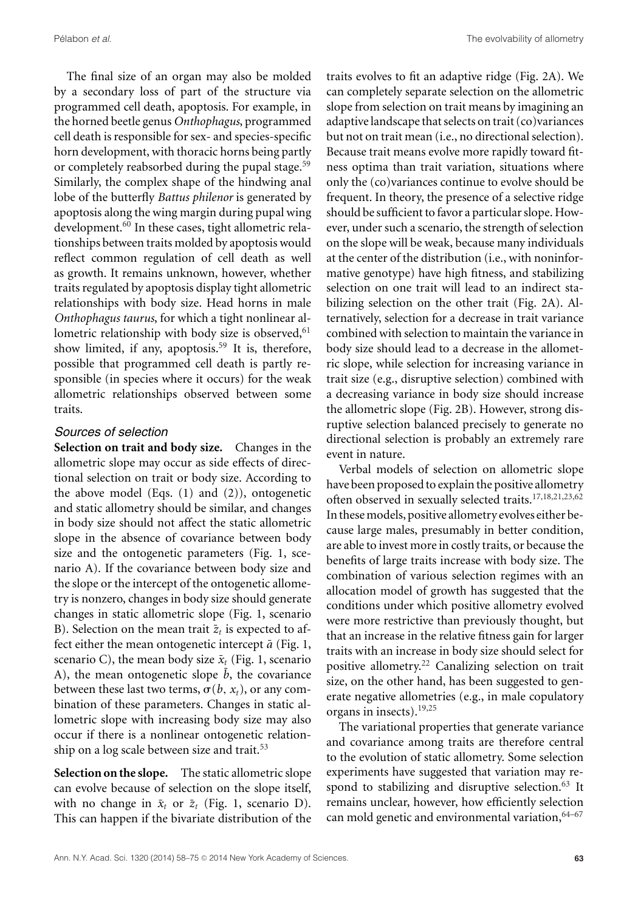The final size of an organ may also be molded by a secondary loss of part of the structure via programmed cell death, apoptosis. For example, in the horned beetle genus *Onthophagus*, programmed cell death is responsible for sex- and species-specific horn development, with thoracic horns being partly or completely reabsorbed during the pupal stage.[59] Similarly, the complex shape of the hindwing anal lobe of the butterfly *Battus philenor* is generated by apoptosis along the wing margin during pupal wing development.[60] In these cases, tight allometric relationships between traits molded by apoptosis would reflect common regulation of cell death as well as growth. It remains unknown, however, whether traits regulated by apoptosis display tight allometric relationships with body size. Head horns in male *Onthophagus taurus*, for which a tight nonlinear allometric relationship with body size is observed,[61] show limited, if any, apoptosis.[59] It is, therefore, possible that programmed cell death is partly responsible (in species where it occurs) for the weak allometric relationships observed between some traits.

### *Sources of selection*

**Selection on trait and body size.** Changes in the allometric slope may occur as side effects of directional selection on trait or body size. According to the above model (Eqs. (1) and (2)), ontogenetic and static allometry should be similar, and changes in body size should not affect the static allometric slope in the absence of covariance between body size and the ontogenetic parameters (Fig. 1, scenario A). If the covariance between body size and the slope or the intercept of the ontogenetic allometry is nonzero, changes in body size should generate changes in static allometric slope (Fig. 1, scenario B). Selection on the mean trait $\bar{z}_t$ is expected to affect either the mean ontogenetic intercept $\bar{a}$ (Fig. 1, scenario C), the mean body size $\bar{x}_t$ (Fig. 1, scenario A), the mean ontogenetic slope $\bar{b}$, the covariance between these last two terms, $\sigma(b, x_t)$, or any combination of these parameters. Changes in static allometric slope with increasing body size may also occur if there is a nonlinear ontogenetic relationship on a log scale between size and trait.[53]

**Selection on the slope.** The static allometric slope can evolve because of selection on the slope itself, with no change in $\bar{x}_t$ or $\bar{z}_t$ (Fig. 1, scenario D). This can happen if the bivariate distribution of the traits evolves to fit an adaptive ridge (Fig. 2A). We can completely separate selection on the allometric slope from selection on trait means by imagining an adaptive landscape that selects on trait (co)variances but not on trait mean (i.e., no directional selection). Because trait means evolve more rapidly toward fitness optima than trait variation, situations where only the (co)variances continue to evolve should be frequent. In theory, the presence of a selective ridge should be sufficient to favor a particular slope. However, under such a scenario, the strength of selection on the slope will be weak, because many individuals at the center of the distribution (i.e., with noninformative genotype) have high fitness, and stabilizing selection on one trait will lead to an indirect stabilizing selection on the other trait (Fig. 2A). Alternatively, selection for a decrease in trait variance combined with selection to maintain the variance in body size should lead to a decrease in the allometric slope, while selection for increasing variance in trait size (e.g., disruptive selection) combined with a decreasing variance in body size should increase the allometric slope (Fig. 2B). However, strong disruptive selection balanced precisely to generate no directional selection is probably an extremely rare event in nature.

Verbal models of selection on allometric slope have been proposed to explain the positive allometry often observed in sexually selected traits.[17,18,21,23,62] In these models, positive allometry evolves either because large males, presumably in better condition, are able to invest more in costly traits, or because the benefits of large traits increase with body size. The combination of various selection regimes with an allocation model of growth has suggested that the conditions under which positive allometry evolved were more restrictive than previously thought, but that an increase in the relative fitness gain for larger traits with an increase in body size should select for positive allometry.[22] Canalizing selection on trait size, on the other hand, has been suggested to generate negative allometries (e.g., in male copulatory organs in insects).[19,25]

The variational properties that generate variance and covariance among traits are therefore central to the evolution of static allometry. Some selection experiments have suggested that variation may respond to stabilizing and disruptive selection.[63] It remains unclear, however, how efficiently selection can mold genetic and environmental variation,[64–67]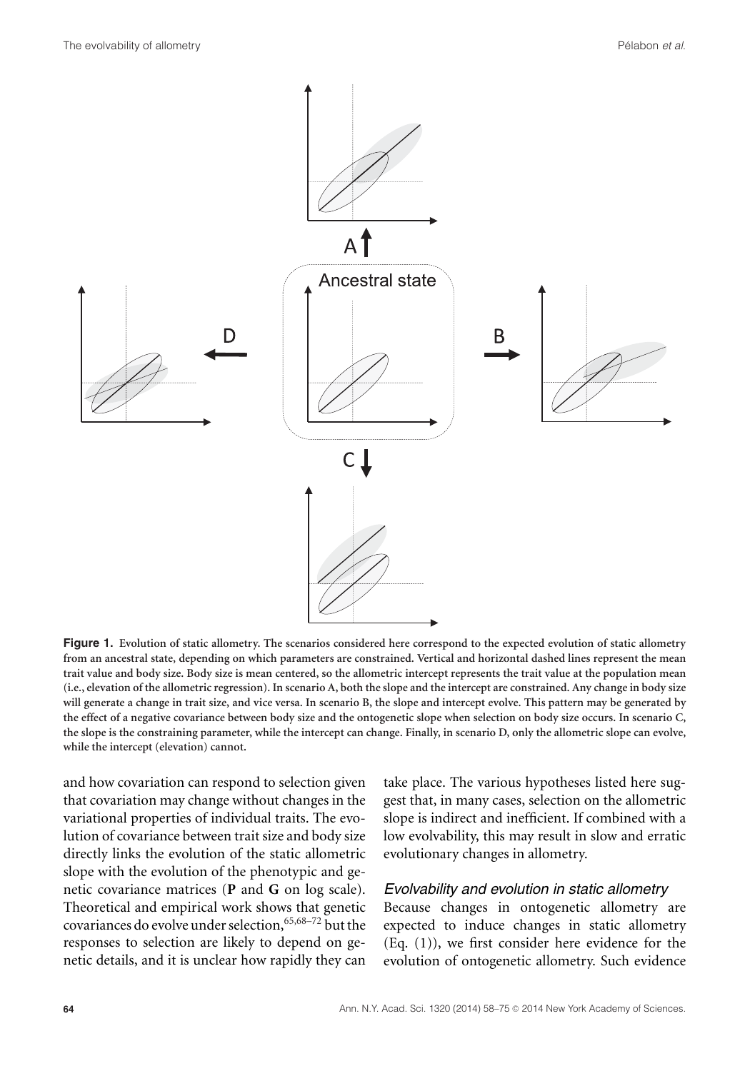**Figure 1.** Evolution of static allometry. The scenarios considered here correspond to the expected evolution of static allometry from an ancestral state, depending on which parameters are constrained. Vertical and horizontal dashed lines represent the mean trait value and body size. Body size is mean centered, so the allometric intercept represents the trait value at the population mean (i.e., elevation of the allometric regression). In scenario A, both the slope and the intercept are constrained. Any change in body size will generate a change in trait size, and vice versa. In scenario B, the slope and intercept evolve. This pattern may be generated by the effect of a negative covariance between body size and the ontogenetic slope when selection on body size occurs. In scenario C, the slope is the constraining parameter, while the intercept can change. Finally, in scenario D, only the allometric slope can evolve, while the intercept (elevation) cannot.

and how covariation can respond to selection given that covariation may change without changes in the variational properties of individual traits. The evolution of covariance between trait size and body size directly links the evolution of the static allometric slope with the evolution of the phenotypic and genetic covariance matrices (**P** and **G** on log scale). Theoretical and empirical work shows that genetic covariances do evolve under selection,[65,68–72] but the responses to selection are likely to depend on genetic details, and it is unclear how rapidly they can take place. The various hypotheses listed here suggest that, in many cases, selection on the allometric slope is indirect and inefficient. If combined with a low evolvability, this may result in slow and erratic evolutionary changes in allometry.

### *Evolvability and evolution in static allometry*

Because changes in ontogenetic allometry are expected to induce changes in static allometry (Eq. (1)), we first consider here evidence for the evolution of ontogenetic allometry. Such evidence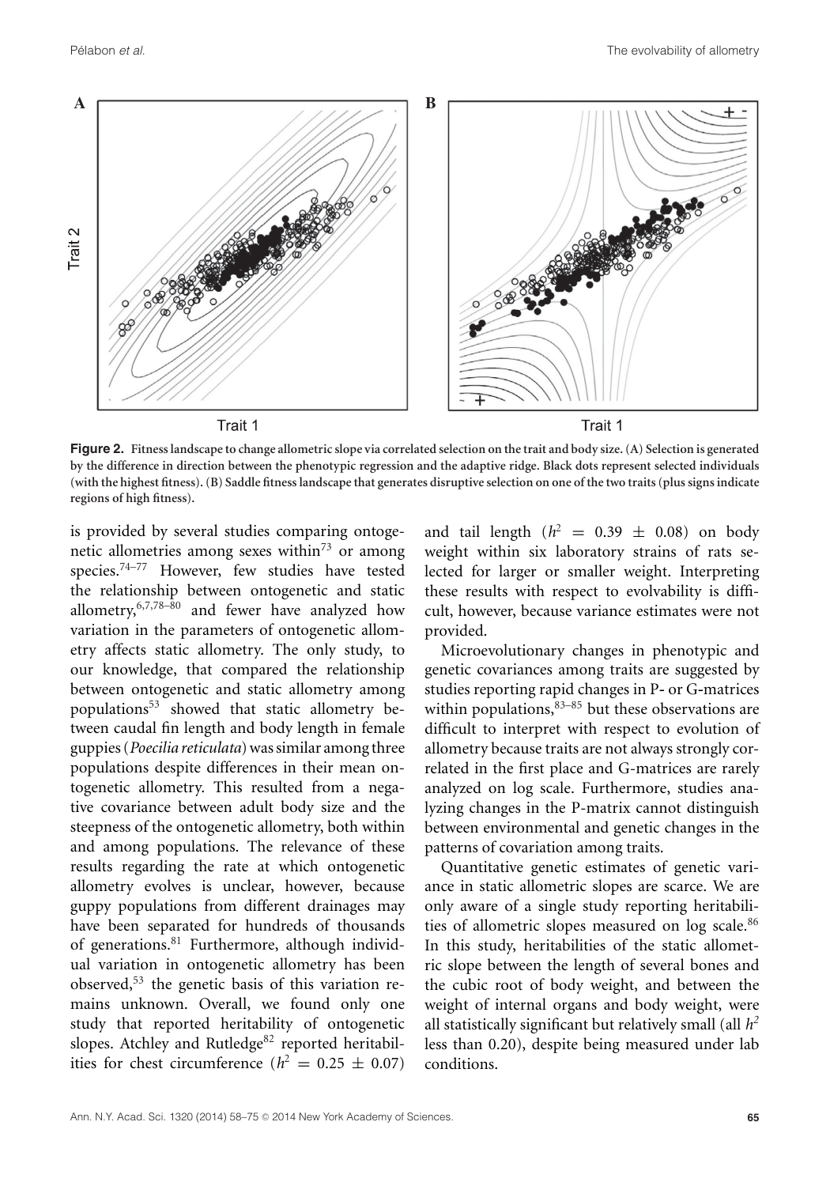**Figure 2.** Fitness landscape to change allometric slope via correlated selection on the trait and body size. (A) Selection is generated by the difference in direction between the phenotypic regression and the adaptive ridge. Black dots represent selected individuals (with the highest fitness). (B) Saddle fitness landscape that generates disruptive selection on one of the two traits (plus signs indicate regions of high fitness).

is provided by several studies comparing ontogenetic allometries among sexes within[73] or among species.[74–77] However, few studies have tested the relationship between ontogenetic and static allometry,[6,7,78–80] and fewer have analyzed how variation in the parameters of ontogenetic allometry affects static allometry. The only study, to our knowledge, that compared the relationship between ontogenetic and static allometry among populations[53] showed that static allometry between caudal fin length and body length in female guppies (*Poecilia reticulata*) was similar among three populations despite differences in their mean ontogenetic allometry. This resulted from a negative covariance between adult body size and the steepness of the ontogenetic allometry, both within and among populations. The relevance of these results regarding the rate at which ontogenetic allometry evolves is unclear, however, because guppy populations from different drainages may have been separated for hundreds of thousands of generations.[81] Furthermore, although individual variation in ontogenetic allometry has been observed,[53] the genetic basis of this variation remains unknown. Overall, we found only one study that reported heritability of ontogenetic slopes. Atchley and Rutledge[82] reported heritabilities for chest circumference ($h^2 = 0.25 \pm 0.07$) and tail length ($h^2 = 0.39 \pm 0.08$) on body weight within six laboratory strains of rats selected for larger or smaller weight. Interpreting these results with respect to evolvability is difficult, however, because variance estimates were not provided.

Microevolutionary changes in phenotypic and genetic covariances among traits are suggested by studies reporting rapid changes in P- or G-matrices within populations,[83–85] but these observations are difficult to interpret with respect to evolution of allometry because traits are not always strongly correlated in the first place and G-matrices are rarely analyzed on log scale. Furthermore, studies analyzing changes in the P-matrix cannot distinguish between environmental and genetic changes in the patterns of covariation among traits.

Quantitative genetic estimates of genetic variance in static allometric slopes are scarce. We are only aware of a single study reporting heritabilities of allometric slopes measured on log scale.[86] In this study, heritabilities of the static allometric slope between the length of several bones and the cubic root of body weight, and between the weight of internal organs and body weight, were all statistically significant but relatively small (all $h^2$ less than 0.20), despite being measured under lab conditions.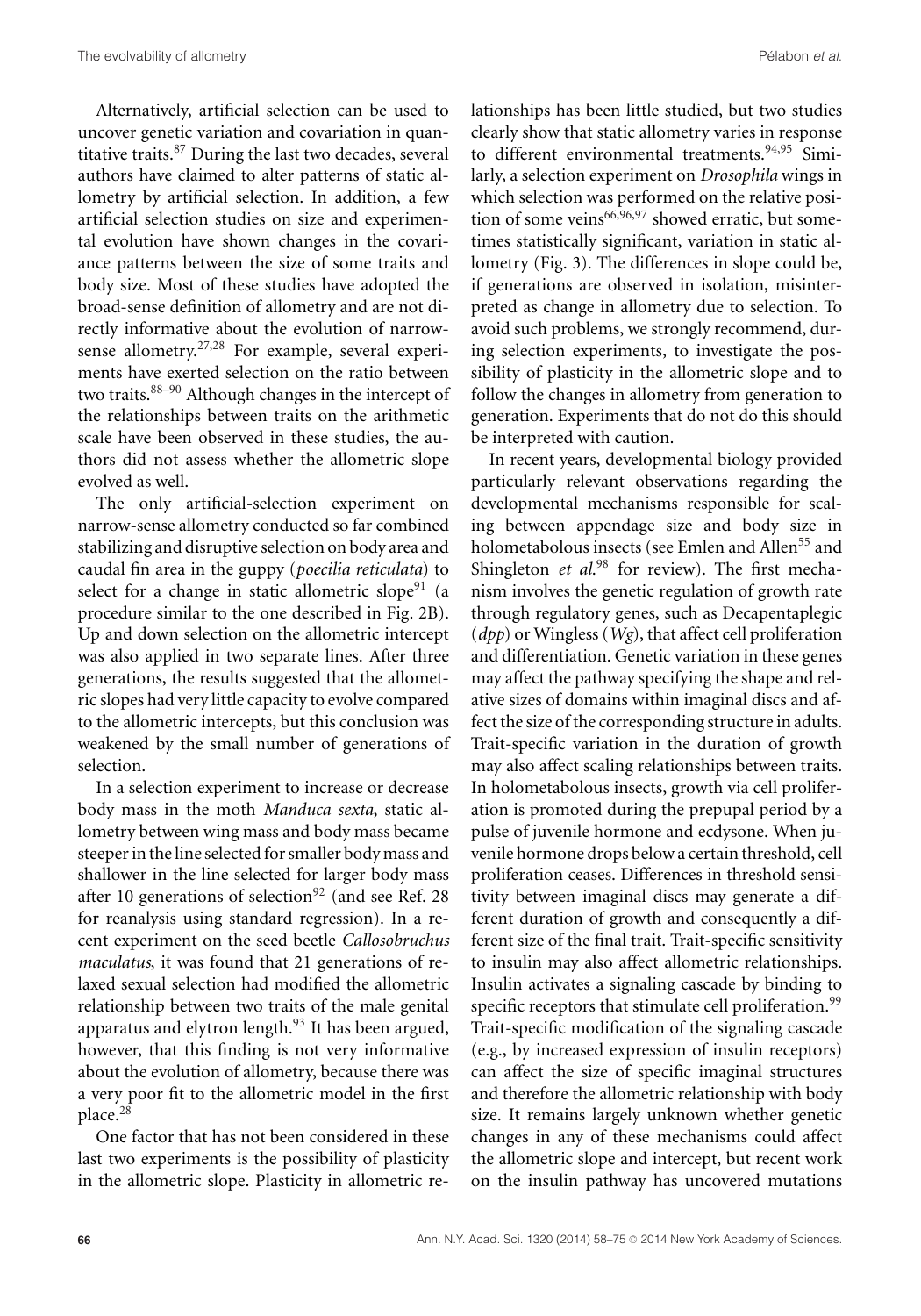Alternatively, artificial selection can be used to uncover genetic variation and covariation in quantitative traits.[87] During the last two decades, several authors have claimed to alter patterns of static allometry by artificial selection. In addition, a few artificial selection studies on size and experimental evolution have shown changes in the covariance patterns between the size of some traits and body size. Most of these studies have adopted the broad-sense definition of allometry and are not directly informative about the evolution of narrow-sense allometry.[27,28] For example, several experiments have exerted selection on the ratio between two traits.[88–90] Although changes in the intercept of the relationships between traits on the arithmetic scale have been observed in these studies, the authors did not assess whether the allometric slope evolved as well.

The only artificial-selection experiment on narrow-sense allometry conducted so far combined stabilizing and disruptive selection on body area and caudal fin area in the guppy (*poecilia reticulata*) to select for a change in static allometric slope[91] (a procedure similar to the one described in Fig. 2B). Up and down selection on the allometric intercept was also applied in two separate lines. After three generations, the results suggested that the allometric slopes had very little capacity to evolve compared to the allometric intercepts, but this conclusion was weakened by the small number of generations of selection.

In a selection experiment to increase or decrease body mass in the moth *Manduca sexta*, static allometry between wing mass and body mass became steeper in the line selected for smaller body mass and shallower in the line selected for larger body mass after 10 generations of selection[92] (and see Ref. 28 for reanalysis using standard regression). In a recent experiment on the seed beetle *Callosobruchus maculatus*, it was found that 21 generations of relaxed sexual selection had modified the allometric relationship between two traits of the male genital apparatus and elytron length.[93] It has been argued, however, that this finding is not very informative about the evolution of allometry, because there was a very poor fit to the allometric model in the first place.[28]

One factor that has not been considered in these last two experiments is the possibility of plasticity in the allometric slope. Plasticity in allometric relationships has been little studied, but two studies clearly show that static allometry varies in response to different environmental treatments.[94,95] Similarly, a selection experiment on *Drosophila* wings in which selection was performed on the relative position of some veins[66,96,97] showed erratic, but sometimes statistically significant, variation in static allometry (Fig. 3). The differences in slope could be, if generations are observed in isolation, misinterpreted as change in allometry due to selection. To avoid such problems, we strongly recommend, during selection experiments, to investigate the possibility of plasticity in the allometric slope and to follow the changes in allometry from generation to generation. Experiments that do not do this should be interpreted with caution.

In recent years, developmental biology provided particularly relevant observations regarding the developmental mechanisms responsible for scaling between appendage size and body size in holometabolous insects (see Emlen and Allen[55] and Shingleton *et al.*[98] for review). The first mechanism involves the genetic regulation of growth rate through regulatory genes, such as Decapentaplegic (*dpp*) or Wingless (*Wg*), that affect cell proliferation and differentiation. Genetic variation in these genes may affect the pathway specifying the shape and relative sizes of domains within imaginal discs and affect the size of the corresponding structure in adults. Trait-specific variation in the duration of growth may also affect scaling relationships between traits. In holometabolous insects, growth via cell proliferation is promoted during the prepupal period by a pulse of juvenile hormone and ecdysone. When juvenile hormone drops below a certain threshold, cell proliferation ceases. Differences in threshold sensitivity between imaginal discs may generate a different duration of growth and consequently a different size of the final trait. Trait-specific sensitivity to insulin may also affect allometric relationships. Insulin activates a signaling cascade by binding to specific receptors that stimulate cell proliferation.[99] Trait-specific modification of the signaling cascade (e.g., by increased expression of insulin receptors) can affect the size of specific imaginal structures and therefore the allometric relationship with body size. It remains largely unknown whether genetic changes in any of these mechanisms could affect the allometric slope and intercept, but recent work on the insulin pathway has uncovered mutations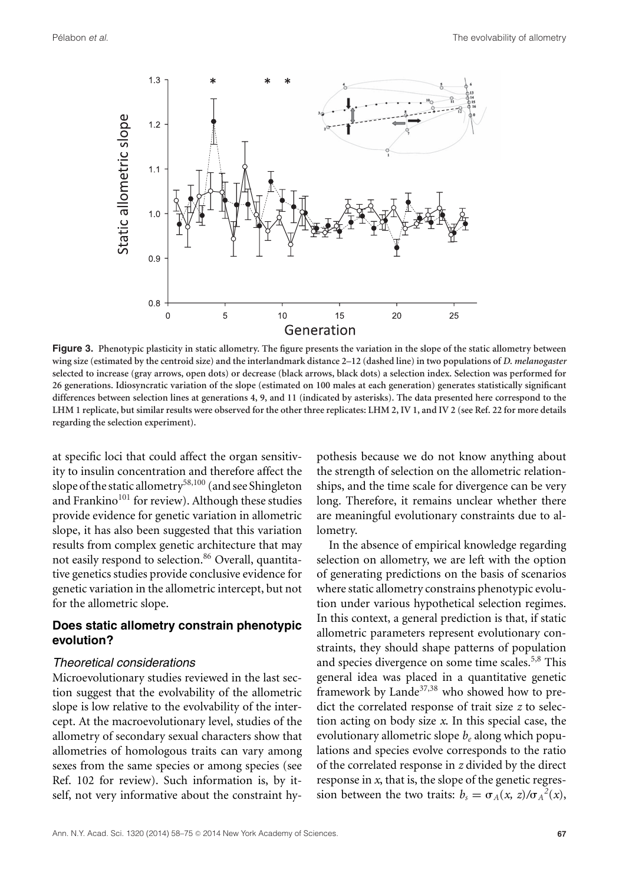**Figure 3.** Phenotypic plasticity in static allometry. The figure presents the variation in the slope of the static allometry between wing size (estimated by the centroid size) and the interlandmark distance 2–12 (dashed line) in two populations of *D. melanogaster* selected to increase (gray arrows, open dots) or decrease (black arrows, black dots) a selection index. Selection was performed for 26 generations. Idiosyncratic variation of the slope (estimated on 100 males at each generation) generates statistically significant differences between selection lines at generations 4, 9, and 11 (indicated by asterisks). The data presented here correspond to the LHM 1 replicate, but similar results were observed for the other three replicates: LHM 2, IV 1, and IV 2 (see Ref. 22 for more details regarding the selection experiment).

at specific loci that could affect the organ sensitivity to insulin concentration and therefore affect the slope of the static allometry[58,100] (and see Shingleton and Frankino[101] for review). Although these studies provide evidence for genetic variation in allometric slope, it has also been suggested that this variation results from complex genetic architecture that may not easily respond to selection.[86] Overall, quantitative genetics studies provide conclusive evidence for genetic variation in the allometric intercept, but not for the allometric slope.

## Does static allometry constrain phenotypic evolution?

### Theoretical considerations

Microevolutionary studies reviewed in the last section suggest that the evolvability of the allometric slope is low relative to the evolvability of the intercept. At the macroevolutionary level, studies of the allometry of secondary sexual characters show that allometries of homologous traits can vary among sexes from the same species or among species (see Ref. 102 for review). Such information is, by itself, not very informative about the constraint hypothesis because we do not know anything about the strength of selection on the allometric relationships, and the time scale for divergence can be very long. Therefore, it remains unclear whether there are meaningful evolutionary constraints due to allometry.

In the absence of empirical knowledge regarding selection on allometry, we are left with the option of generating predictions on the basis of scenarios where static allometry constrains phenotypic evolution under various hypothetical selection regimes. In this context, a general prediction is that, if static allometric parameters represent evolutionary constraints, they should shape patterns of population and species divergence on some time scales.[5,8] This general idea was placed in a quantitative genetic framework by Lande[37,38] who showed how to predict the correlated response of trait size $z$ to selection acting on body size $x$. In this special case, the evolutionary allometric slope $b_e$ along which populations and species evolve corresponds to the ratio of the correlated response in $z$ divided by the direct response in $x$, that is, the slope of the genetic regression between the two traits: $b_s = \sigma_A(x, z)/\sigma_A^{\ 2}(x)$,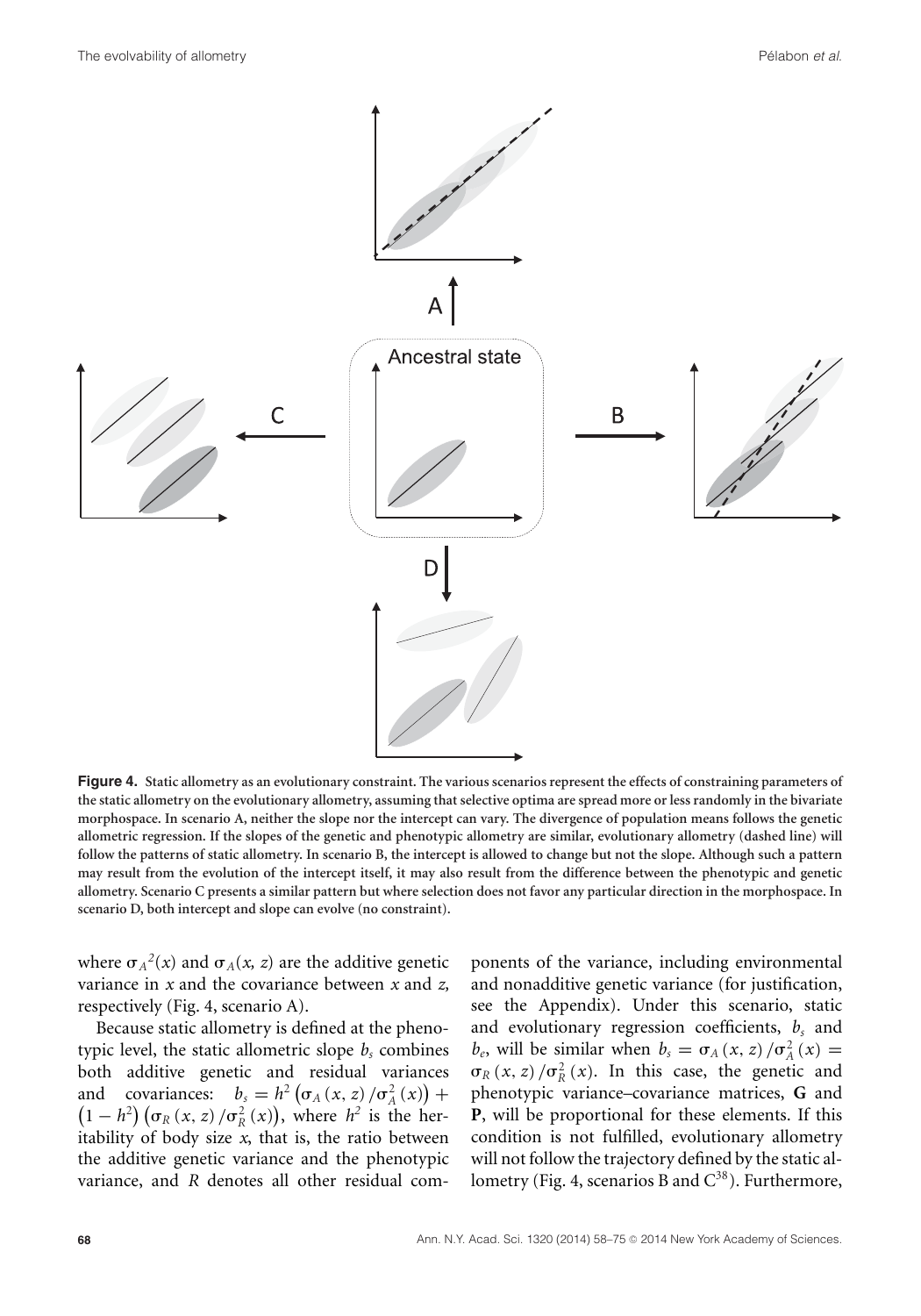**Figure 4.** Static allometry as an evolutionary constraint. The various scenarios represent the effects of constraining parameters of the static allometry on the evolutionary allometry, assuming that selective optima are spread more or less randomly in the bivariate morphospace. In scenario A, neither the slope nor the intercept can vary. The divergence of population means follows the genetic allometric regression. If the slopes of the genetic and phenotypic allometry are similar, evolutionary allometry (dashed line) will follow the patterns of static allometry. In scenario B, the intercept is allowed to change but not the slope. Although such a pattern may result from the evolution of the intercept itself, it may also result from the difference between the phenotypic and genetic allometry. Scenario C presents a similar pattern but where selection does not favor any particular direction in the morphospace. In scenario D, both intercept and slope can evolve (no constraint).

where $\sigma_A{}^2(x)$ and $\sigma_A(x, z)$ are the additive genetic variance in $x$ and the covariance between $x$ and $z$, respectively (Fig. 4, scenario A).

Because static allometry is defined at the phenotypic level, the static allometric slope $b_s$ combines both additive genetic and residual variances and covariances: $b_s = h^2\left(\sigma_A(x, z)/\sigma_A^2(x)\right) + \left(1 - h^2\right)\left(\sigma_R(x, z)/\sigma_R^2(x)\right)$, where $h^2$ is the heritability of body size $x$, that is, the ratio between the additive genetic variance and the phenotypic variance, and $R$ denotes all other residual components of the variance, including environmental and nonadditive genetic variance (for justification, see the Appendix). Under this scenario, static and evolutionary regression coefficients, $b_s$ and $b_e$, will be similar when $b_s = \sigma_A(x, z)/\sigma_A^2(x) = \sigma_R(x, z)/\sigma_R^2(x)$. In this case, the genetic and phenotypic variance–covariance matrices, **G** and **P**, will be proportional for these elements. If this condition is not fulfilled, evolutionary allometry will not follow the trajectory defined by the static allometry (Fig. 4, scenarios B and C[38]). Furthermore,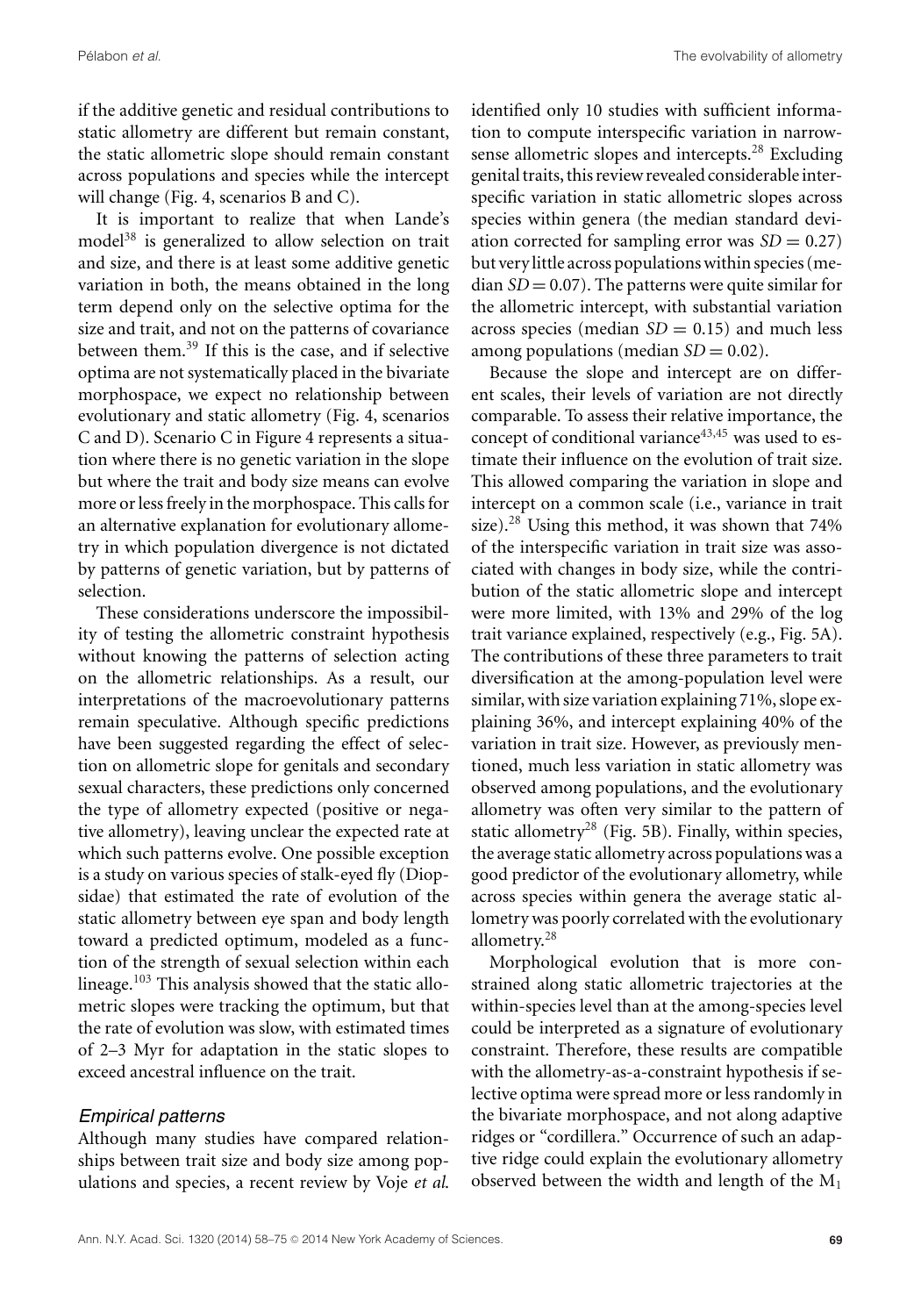if the additive genetic and residual contributions to static allometry are different but remain constant, the static allometric slope should remain constant across populations and species while the intercept will change (Fig. 4, scenarios B and C).

It is important to realize that when Lande's model[38] is generalized to allow selection on trait and size, and there is at least some additive genetic variation in both, the means obtained in the long term depend only on the selective optima for the size and trait, and not on the patterns of covariance between them.[39] If this is the case, and if selective optima are not systematically placed in the bivariate morphospace, we expect no relationship between evolutionary and static allometry (Fig. 4, scenarios C and D). Scenario C in Figure 4 represents a situation where there is no genetic variation in the slope but where the trait and body size means can evolve more or less freely in the morphospace. This calls for an alternative explanation for evolutionary allometry in which population divergence is not dictated by patterns of genetic variation, but by patterns of selection.

These considerations underscore the impossibility of testing the allometric constraint hypothesis without knowing the patterns of selection acting on the allometric relationships. As a result, our interpretations of the macroevolutionary patterns remain speculative. Although specific predictions have been suggested regarding the effect of selection on allometric slope for genitals and secondary sexual characters, these predictions only concerned the type of allometry expected (positive or negative allometry), leaving unclear the expected rate at which such patterns evolve. One possible exception is a study on various species of stalk-eyed fly (Diopsidae) that estimated the rate of evolution of the static allometry between eye span and body length toward a predicted optimum, modeled as a function of the strength of sexual selection within each lineage.[103] This analysis showed that the static allometric slopes were tracking the optimum, but that the rate of evolution was slow, with estimated times of 2–3 Myr for adaptation in the static slopes to exceed ancestral influence on the trait.

### *Empirical patterns*

Although many studies have compared relationships between trait size and body size among populations and species, a recent review by Voje *et al.* identified only 10 studies with sufficient information to compute interspecific variation in narrow-sense allometric slopes and intercepts.[28] Excluding genital traits, this review revealed considerable interspecific variation in static allometric slopes across species within genera (the median standard deviation corrected for sampling error was $SD = 0.27$) but very little across populations within species (median $SD = 0.07$). The patterns were quite similar for the allometric intercept, with substantial variation across species (median $SD = 0.15$) and much less among populations (median $SD = 0.02$).

Because the slope and intercept are on different scales, their levels of variation are not directly comparable. To assess their relative importance, the concept of conditional variance[43,45] was used to estimate their influence on the evolution of trait size. This allowed comparing the variation in slope and intercept on a common scale (i.e., variance in trait size).[28] Using this method, it was shown that 74% of the interspecific variation in trait size was associated with changes in body size, while the contribution of the static allometric slope and intercept were more limited, with 13% and 29% of the log trait variance explained, respectively (e.g., Fig. 5A). The contributions of these three parameters to trait diversification at the among-population level were similar, with size variation explaining 71%, slope explaining 36%, and intercept explaining 40% of the variation in trait size. However, as previously mentioned, much less variation in static allometry was observed among populations, and the evolutionary allometry was often very similar to the pattern of static allometry[28] (Fig. 5B). Finally, within species, the average static allometry across populations was a good predictor of the evolutionary allometry, while across species within genera the average static allometry was poorly correlated with the evolutionary allometry.[28]

Morphological evolution that is more constrained along static allometric trajectories at the within-species level than at the among-species level could be interpreted as a signature of evolutionary constraint. Therefore, these results are compatible with the allometry-as-a-constraint hypothesis if selective optima were spread more or less randomly in the bivariate morphospace, and not along adaptive ridges or "cordillera." Occurrence of such an adaptive ridge could explain the evolutionary allometry observed between the width and length of the $M_1$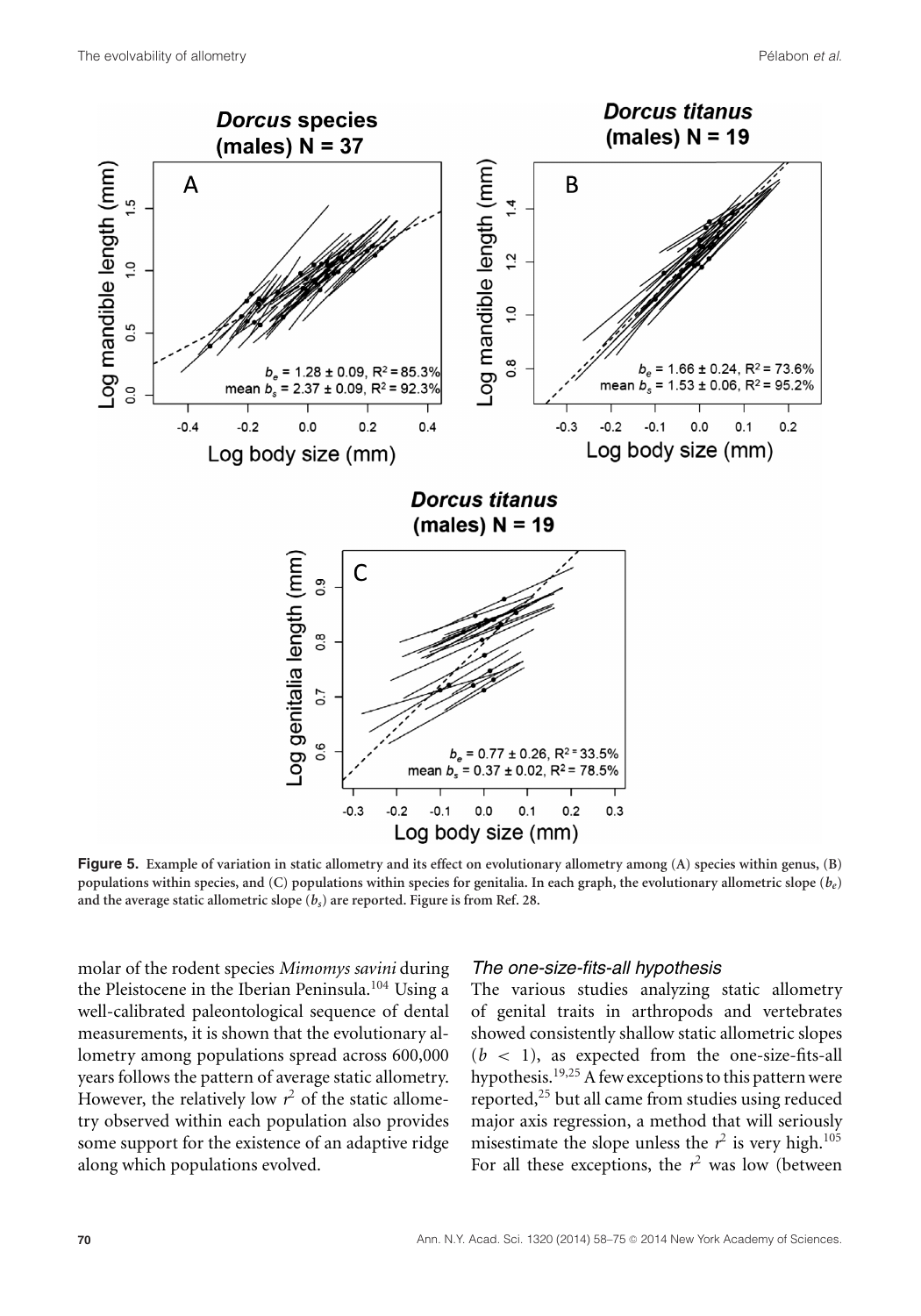**Figure 5.** Example of variation in static allometry and its effect on evolutionary allometry among (A) species within genus, (B) populations within species, and (C) populations within species for genitalia. In each graph, the evolutionary allometric slope ($b_e$) and the average static allometric slope ($b_s$) are reported. Figure is from Ref. 28.

molar of the rodent species *Mimomys savini* during the Pleistocene in the Iberian Peninsula.[104] Using a well-calibrated paleontological sequence of dental measurements, it is shown that the evolutionary allometry among populations spread across 600,000 years follows the pattern of average static allometry. However, the relatively low $r^2$ of the static allometry observed within each population also provides some support for the existence of an adaptive ridge along which populations evolved.

### *The one-size-fits-all hypothesis*

The various studies analyzing static allometry of genital traits in arthropods and vertebrates showed consistently shallow static allometric slopes ($b < 1$), as expected from the one-size-fits-all hypothesis.[19,25] A few exceptions to this pattern were reported,[25] but all came from studies using reduced major axis regression, a method that will seriously misestimate the slope unless the $r^2$ is very high.[105] For all these exceptions, the $r^2$ was low (between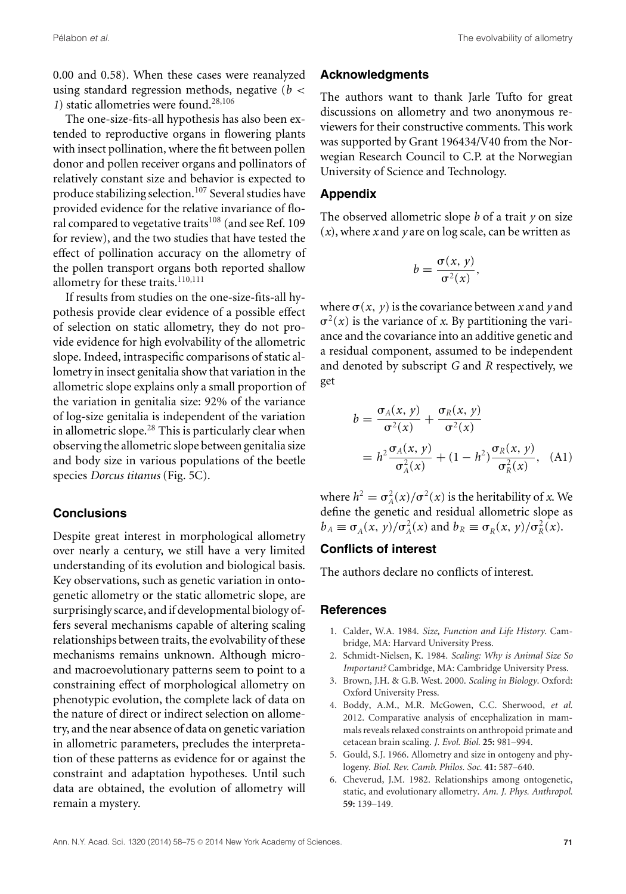0.00 and 0.58). When these cases were reanalyzed using standard regression methods, negative ($b < 1$) static allometries were found.[28,106]

The one-size-fits-all hypothesis has also been extended to reproductive organs in flowering plants with insect pollination, where the fit between pollen donor and pollen receiver organs and pollinators of relatively constant size and behavior is expected to produce stabilizing selection.[107] Several studies have provided evidence for the relative invariance of floral compared to vegetative traits[108] (and see Ref. 109 for review), and the two studies that have tested the effect of pollination accuracy on the allometry of the pollen transport organs both reported shallow allometry for these traits.[110,111]

If results from studies on the one-size-fits-all hypothesis provide clear evidence of a possible effect of selection on static allometry, they do not provide evidence for high evolvability of the allometric slope. Indeed, intraspecific comparisons of static allometry in insect genitalia show that variation in the allometric slope explains only a small proportion of the variation in genitalia size: 92% of the variance of log-size genitalia is independent of the variation in allometric slope.[28] This is particularly clear when observing the allometric slope between genitalia size and body size in various populations of the beetle species *Dorcus titanus* (Fig. 5C).

## Conclusions

Despite great interest in morphological allometry over nearly a century, we still have a very limited understanding of its evolution and biological basis. Key observations, such as genetic variation in ontogenetic allometry or the static allometric slope, are surprisingly scarce, and if developmental biology offers several mechanisms capable of altering scaling relationships between traits, the evolvability of these mechanisms remains unknown. Although micro- and macroevolutionary patterns seem to point to a constraining effect of morphological allometry on phenotypic evolution, the complete lack of data on the nature of direct or indirect selection on allometry, and the near absence of data on genetic variation in allometric parameters, precludes the interpretation of these patterns as evidence for or against the constraint and adaptation hypotheses. Until such data are obtained, the evolution of allometry will remain a mystery.

## Acknowledgments

The authors want to thank Jarle Tufto for great discussions on allometry and two anonymous reviewers for their constructive comments. This work was supported by Grant 196434/V40 from the Norwegian Research Council to C.P. at the Norwegian University of Science and Technology.

## Appendix

The observed allometric slope $b$ of a trait $y$ on size ($x$), where $x$ and $y$ are on log scale, can be written as

$$b = \frac{\sigma(x, y)}{\sigma^2(x)},$$

where $\sigma(x, y)$ is the covariance between $x$ and $y$ and $\sigma^2(x)$ is the variance of $x$. By partitioning the variance and the covariance into an additive genetic and a residual component, assumed to be independent and denoted by subscript $G$ and $R$ respectively, we get

$$\begin{aligned} b &= \frac{\sigma_A(x, y)}{\sigma^2(x)} + \frac{\sigma_R(x, y)}{\sigma^2(x)} \\ &= h^2 \frac{\sigma_A(x, y)}{\sigma_A^2(x)} + (1 - h^2) \frac{\sigma_R(x, y)}{\sigma_R^2(x)}, \quad \text{(A1)} \end{aligned}$$

where $h^2 = \sigma_A^2(x)/\sigma^2(x)$ is the heritability of $x$. We define the genetic and residual allometric slope as $b_A \equiv \sigma_A(x, y)/\sigma_A^2(x)$ and $b_R \equiv \sigma_R(x, y)/\sigma_R^2(x)$.

## Conflicts of interest

The authors declare no conflicts of interest.

## References

1. Calder, W.A. 1984. *Size, Function and Life History*. Cambridge, MA: Harvard University Press.
2. Schmidt-Nielsen, K. 1984. *Scaling: Why is Animal Size So Important?* Cambridge, MA: Cambridge University Press.
3. Brown, J.H. & G.B. West. 2000. *Scaling in Biology*. Oxford: Oxford University Press.
4. Boddy, A.M., M.R. McGowen, C.C. Sherwood, *et al.* 2012. Comparative analysis of encephalization in mammals reveals relaxed constraints on anthropoid primate and cetacean brain scaling. *J. Evol. Biol.* **25:** 981–994.
5. Gould, S.J. 1966. Allometry and size in ontogeny and phylogeny. *Biol. Rev. Camb. Philos. Soc.* **41:** 587–640.
6. Cheverud, J.M. 1982. Relationships among ontogenetic, static, and evolutionary allometry. *Am. J. Phys. Anthropol.* **59:** 139–149.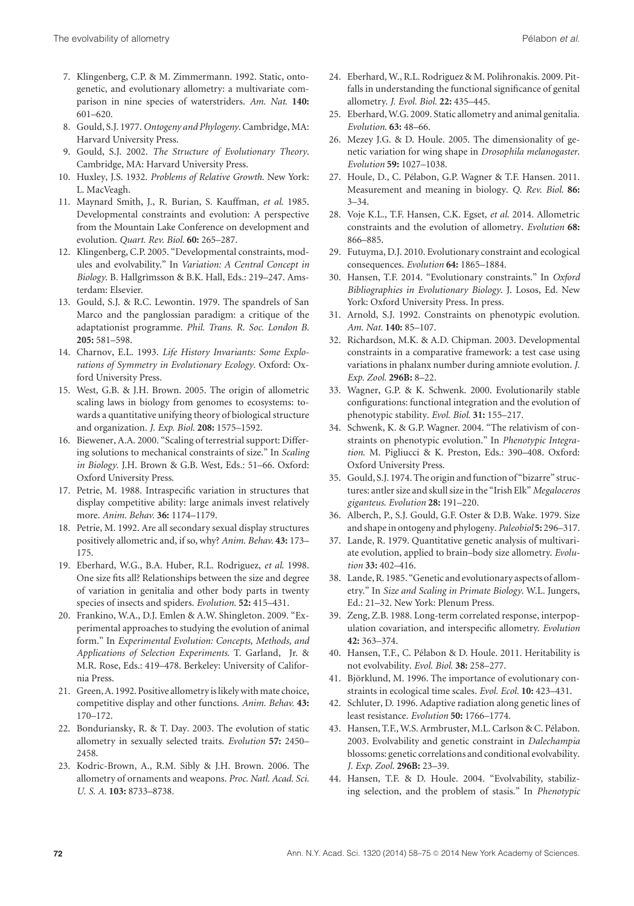7. Klingenberg, C.P. & M. Zimmermann. 1992. Static, ontogenetic, and evolutionary allometry: a multivariate comparison in nine species of waterstriders. *Am. Nat.* **140:** 601–620.
8. Gould, S.J. 1977. *Ontogeny and Phylogeny*. Cambridge, MA: Harvard University Press.
9. Gould, S.J. 2002. *The Structure of Evolutionary Theory*. Cambridge, MA: Harvard University Press.
10. Huxley, J.S. 1932. *Problems of Relative Growth*. New York: L. MacVeagh.
11. Maynard Smith, J., R. Burian, S. Kauffman, *et al.* 1985. Developmental constraints and evolution: A perspective from the Mountain Lake Conference on development and evolution. *Quart. Rev. Biol.* **60:** 265–287.
12. Klingenberg, C.P. 2005. "Developmental constraints, modules and evolvability." In *Variation: A Central Concept in Biology*. B. Hallgrìmsson & B.K. Hall, Eds.: 219–247. Amsterdam: Elsevier.
13. Gould, S.J. & R.C. Lewontin. 1979. The spandrels of San Marco and the panglossian paradigm: a critique of the adaptationist programme. *Phil. Trans. R. Soc. London B.* **205:** 581–598.
14. Charnov, E.L. 1993. *Life History Invariants: Some Explorations of Symmetry in Evolutionary Ecology*. Oxford: Oxford University Press.
15. West, G.B. & J.H. Brown. 2005. The origin of allometric scaling laws in biology from genomes to ecosystems: towards a quantitative unifying theory of biological structure and organization. *J. Exp. Biol.* **208:** 1575–1592.
16. Biewener, A.A. 2000. "Scaling of terrestrial support: Differing solutions to mechanical constraints of size." In *Scaling in Biology*. J.H. Brown & G.B. West, Eds.: 51–66. Oxford: Oxford University Press.
17. Petrie, M. 1988. Intraspecific variation in structures that display competitive ability: large animals invest relatively more. *Anim. Behav.* **36:** 1174–1179.
18. Petrie, M. 1992. Are all secondary sexual display structures positively allometric and, if so, why? *Anim. Behav.* **43:** 173–175.
19. Eberhard, W.G., B.A. Huber, R.L. Rodriguez, *et al.* 1998. One size fits all? Relationships between the size and degree of variation in genitalia and other body parts in twenty species of insects and spiders. *Evolution.* **52:** 415–431.
20. Frankino, W.A., D.J. Emlen & A.W. Shingleton. 2009. "Experimental approaches to studying the evolution of animal form." In *Experimental Evolution: Concepts, Methods, and Applications of Selection Experiments*. T. Garland, Jr. & M.R. Rose, Eds.: 419–478. Berkeley: University of California Press.
21. Green, A. 1992. Positive allometry is likely with mate choice, competitive display and other functions. *Anim. Behav.* **43:** 170–172.
22. Bonduriansky, R. & T. Day. 2003. The evolution of static allometry in sexually selected traits. *Evolution* **57:** 2450–2458.
23. Kodric-Brown, A., R.M. Sibly & J.H. Brown. 2006. The allometry of ornaments and weapons. *Proc. Natl. Acad. Sci. U. S. A.* **103:** 8733–8738.
24. Eberhard, W., R.L. Rodriguez & M. Polihronakis. 2009. Pitfalls in understanding the functional significance of genital allometry. *J. Evol. Biol.* **22:** 435–445.
25. Eberhard, W.G. 2009. Static allometry and animal genitalia. *Evolution.* **63:** 48–66.
26. Mezey J.G. & D. Houle. 2005. The dimensionality of genetic variation for wing shape in *Drosophila melanogaster*. *Evolution* **59:** 1027–1038.
27. Houle, D., C. Pélabon, G.P. Wagner & T.F. Hansen. 2011. Measurement and meaning in biology. *Q. Rev. Biol.* **86:** 3–34.
28. Voje K.L., T.F. Hansen, C.K. Egset, *et al.* 2014. Allometric constraints and the evolution of allometry. *Evolution* **68:** 866–885.
29. Futuyma, D.J. 2010. Evolutionary constraint and ecological consequences. *Evolution* **64:** 1865–1884.
30. Hansen, T.F. 2014. "Evolutionary constraints." In *Oxford Bibliographies in Evolutionary Biology*. J. Losos, Ed. New York: Oxford University Press. In press.
31. Arnold, S.J. 1992. Constraints on phenotypic evolution. *Am. Nat.* **140:** 85–107.
32. Richardson, M.K. & A.D. Chipman. 2003. Developmental constraints in a comparative framework: a test case using variations in phalanx number during amniote evolution. *J. Exp. Zool.* **296B:** 8–22.
33. Wagner, G.P. & K. Schwenk. 2000. Evolutionarily stable configurations: functional integration and the evolution of phenotypic stability. *Evol. Biol.* **31:** 155–217.
34. Schwenk, K. & G.P. Wagner. 2004. "The relativism of constraints on phenotypic evolution." In *Phenotypic Integration*. M. Pigliucci & K. Preston, Eds.: 390–408. Oxford: Oxford University Press.
35. Gould, S.J. 1974. The origin and function of "bizarre" structures: antler size and skull size in the "Irish Elk" *Megaloceros giganteus*. *Evolution* **28:** 191–220.
36. Alberch, P., S.J. Gould, G.F. Oster & D.B. Wake. 1979. Size and shape in ontogeny and phylogeny. *Paleobiol* **5:** 296–317.
37. Lande, R. 1979. Quantitative genetic analysis of multivariate evolution, applied to brain–body size allometry. *Evolution* **33:** 402–416.
38. Lande, R. 1985. "Genetic and evolutionary aspects of allometry." In *Size and Scaling in Primate Biology*. W.L. Jungers, Ed.: 21–32. New York: Plenum Press.
39. Zeng, Z.B. 1988. Long-term correlated response, interpopulation covariation, and interspecific allometry. *Evolution* **42:** 363–374.
40. Hansen, T.F., C. Pélabon & D. Houle. 2011. Heritability is not evolvability. *Evol. Biol.* **38:** 258–277.
41. Björklund, M. 1996. The importance of evolutionary constraints in ecological time scales. *Evol. Ecol.* **10:** 423–431.
42. Schluter, D. 1996. Adaptive radiation along genetic lines of least resistance. *Evolution* **50:** 1766–1774.
43. Hansen, T.F., W.S. Armbruster, M.L. Carlson & C. Pélabon. 2003. Evolvability and genetic constraint in *Dalechampia* blossoms: genetic correlations and conditional evolvability. *J. Exp. Zool.* **296B:** 23–39.
44. Hansen, T.F. & D. Houle. 2004. "Evolvability, stabilizing selection, and the problem of stasis." In *Phenotypic*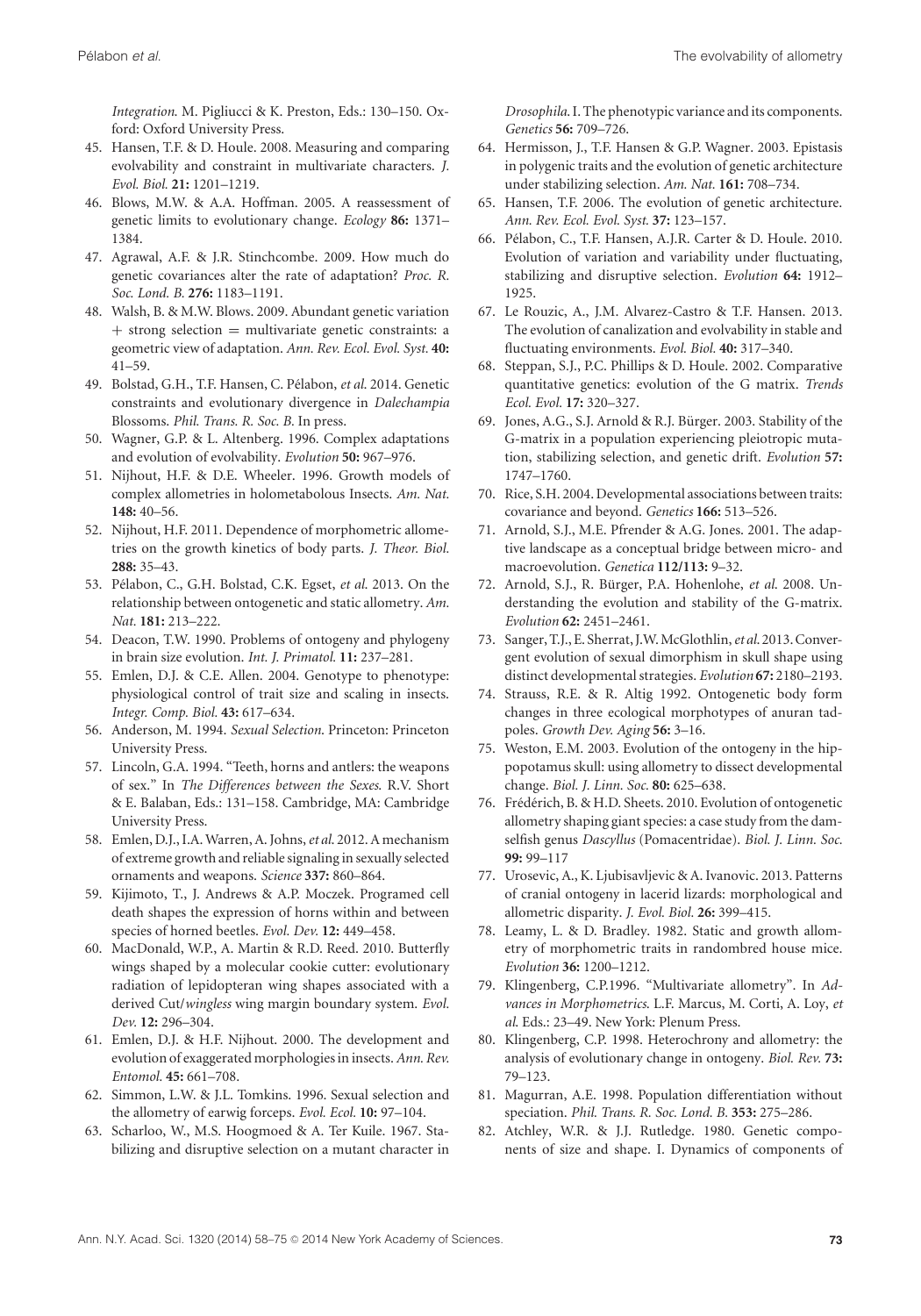*Integration*. M. Pigliucci & K. Preston, Eds.: 130–150. Oxford: Oxford University Press.

45. Hansen, T.F. & D. Houle. 2008. Measuring and comparing evolvability and constraint in multivariate characters. *J. Evol. Biol.* **21:** 1201–1219.
46. Blows, M.W. & A.A. Hoffman. 2005. A reassessment of genetic limits to evolutionary change. *Ecology* **86:** 1371–1384.
47. Agrawal, A.F. & J.R. Stinchcombe. 2009. How much do genetic covariances alter the rate of adaptation? *Proc. R. Soc. Lond. B.* **276:** 1183–1191.
48. Walsh, B. & M.W. Blows. 2009. Abundant genetic variation + strong selection = multivariate genetic constraints: a geometric view of adaptation. *Ann. Rev. Ecol. Evol. Syst.* **40:** 41–59.
49. Bolstad, G.H., T.F. Hansen, C. Pélabon, *et al.* 2014. Genetic constraints and evolutionary divergence in *Dalechampia* Blossoms. *Phil. Trans. R. Soc. B.* In press.
50. Wagner, G.P. & L. Altenberg. 1996. Complex adaptations and evolution of evolvability. *Evolution* **50:** 967–976.
51. Nijhout, H.F. & D.E. Wheeler. 1996. Growth models of complex allometries in holometabolous Insects. *Am. Nat.* **148:** 40–56.
52. Nijhout, H.F. 2011. Dependence of morphometric allometries on the growth kinetics of body parts. *J. Theor. Biol.* **288:** 35–43.
53. Pélabon, C., G.H. Bolstad, C.K. Egset, *et al.* 2013. On the relationship between ontogenetic and static allometry. *Am. Nat.* **181:** 213–222.
54. Deacon, T.W. 1990. Problems of ontogeny and phylogeny in brain size evolution. *Int. J. Primatol.* **11:** 237–281.
55. Emlen, D.J. & C.E. Allen. 2004. Genotype to phenotype: physiological control of trait size and scaling in insects. *Integr. Comp. Biol.* **43:** 617–634.
56. Anderson, M. 1994. *Sexual Selection*. Princeton: Princeton University Press.
57. Lincoln, G.A. 1994. "Teeth, horns and antlers: the weapons of sex." In *The Differences between the Sexes*. R.V. Short & E. Balaban, Eds.: 131–158. Cambridge, MA: Cambridge University Press.
58. Emlen, D.J., I.A. Warren, A. Johns, *et al.* 2012. A mechanism of extreme growth and reliable signaling in sexually selected ornaments and weapons. *Science* **337:** 860–864.
59. Kijimoto, T., J. Andrews & A.P. Moczek. Programed cell death shapes the expression of horns within and between species of horned beetles. *Evol. Dev.* **12:** 449–458.
60. MacDonald, W.P., A. Martin & R.D. Reed. 2010. Butterfly wings shaped by a molecular cookie cutter: evolutionary radiation of lepidopteran wing shapes associated with a derived Cut/*wingless* wing margin boundary system. *Evol. Dev.* **12:** 296–304.
61. Emlen, D.J. & H.F. Nijhout. 2000. The development and evolution of exaggerated morphologies in insects. *Ann. Rev. Entomol.* **45:** 661–708.
62. Simmon, L.W. & J.L. Tomkins. 1996. Sexual selection and the allometry of earwig forceps. *Evol. Ecol.* **10:** 97–104.
63. Scharloo, W., M.S. Hoogmoed & A. Ter Kuile. 1967. Stabilizing and disruptive selection on a mutant character in *Drosophila*. I. The phenotypic variance and its components. *Genetics* **56:** 709–726.
64. Hermisson, J., T.F. Hansen & G.P. Wagner. 2003. Epistasis in polygenic traits and the evolution of genetic architecture under stabilizing selection. *Am. Nat.* **161:** 708–734.
65. Hansen, T.F. 2006. The evolution of genetic architecture. *Ann. Rev. Ecol. Evol. Syst.* **37:** 123–157.
66. Pélabon, C., T.F. Hansen, A.J.R. Carter & D. Houle. 2010. Evolution of variation and variability under fluctuating, stabilizing and disruptive selection. *Evolution* **64:** 1912–1925.
67. Le Rouzic, A., J.M. Alvarez-Castro & T.F. Hansen. 2013. The evolution of canalization and evolvability in stable and fluctuating environments. *Evol. Biol.* **40:** 317–340.
68. Steppan, S.J., P.C. Phillips & D. Houle. 2002. Comparative quantitative genetics: evolution of the G matrix. *Trends Ecol. Evol.* **17:** 320–327.
69. Jones, A.G., S.J. Arnold & R.J. Bürger. 2003. Stability of the G-matrix in a population experiencing pleiotropic mutation, stabilizing selection, and genetic drift. *Evolution* **57:** 1747–1760.
70. Rice, S.H. 2004. Developmental associations between traits: covariance and beyond. *Genetics* **166:** 513–526.
71. Arnold, S.J., M.E. Pfrender & A.G. Jones. 2001. The adaptive landscape as a conceptual bridge between micro- and macroevolution. *Genetica* **112/113:** 9–32.
72. Arnold, S.J., R. Bürger, P.A. Hohenlohe, *et al.* 2008. Understanding the evolution and stability of the G-matrix. *Evolution* **62:** 2451–2461.
73. Sanger, T.J., E. Sherrat, J.W. McGlothlin, *et al.* 2013. Convergent evolution of sexual dimorphism in skull shape using distinct developmental strategies. *Evolution* **67:** 2180–2193.
74. Strauss, R.E. & R. Altig 1992. Ontogenetic body form changes in three ecological morphotypes of anuran tadpoles. *Growth Dev. Aging* **56:** 3–16.
75. Weston, E.M. 2003. Evolution of the ontogeny in the hippopotamus skull: using allometry to dissect developmental change. *Biol. J. Linn. Soc.* **80:** 625–638.
76. Frédérich, B. & H.D. Sheets. 2010. Evolution of ontogenetic allometry shaping giant species: a case study from the damselfish genus *Dascyllus* (Pomacentridae). *Biol. J. Linn. Soc.* **99:** 99–117
77. Urosevic, A., K. Ljubisavljevic & A. Ivanovic. 2013. Patterns of cranial ontogeny in lacerid lizards: morphological and allometric disparity. *J. Evol. Biol.* **26:** 399–415.
78. Leamy, L. & D. Bradley. 1982. Static and growth allometry of morphometric traits in randombred house mice. *Evolution* **36:** 1200–1212.
79. Klingenberg, C.P.1996. "Multivariate allometry". In *Advances in Morphometrics*. L.F. Marcus, M. Corti, A. Loy, *et al.* Eds.: 23–49. New York: Plenum Press.
80. Klingenberg, C.P. 1998. Heterochrony and allometry: the analysis of evolutionary change in ontogeny. *Biol. Rev.* **73:** 79–123.
81. Magurran, A.E. 1998. Population differentiation without speciation. *Phil. Trans. R. Soc. Lond. B.* **353:** 275–286.
82. Atchley, W.R. & J.J. Rutledge. 1980. Genetic components of size and shape. I. Dynamics of components of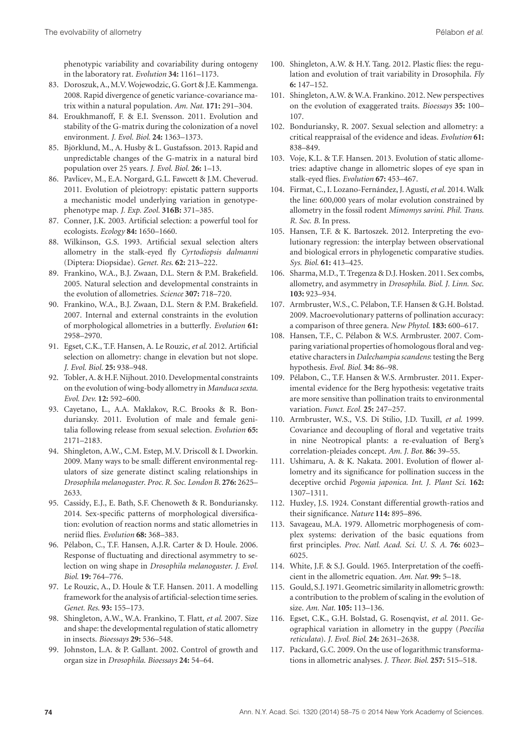phenotypic variability and covariability during ontogeny in the laboratory rat. *Evolution* **34:** 1161–1173.

83. Doroszuk, A., M.V. Wojewodzic, G. Gort & J.E. Kammenga. 2008. Rapid divergence of genetic variance-covariance matrix within a natural population. *Am. Nat.* **171:** 291–304.
84. Eroukhmanoff, F. & E.I. Svensson. 2011. Evolution and stability of the G-matrix during the colonization of a novel environment. *J. Evol. Biol.* **24:** 1363–1373.
85. Björklund, M., A. Husby & L. Gustafsson. 2013. Rapid and unpredictable changes of the G-matrix in a natural bird population over 25 years. *J. Evol. Biol.* **26:** 1–13.
86. Pavlicev, M., E.A. Norgard, G.L. Fawcett & J.M. Cheverud. 2011. Evolution of pleiotropy: epistatic pattern supports a mechanistic model underlying variation in genotype-phenotype map. *J. Exp. Zool.* **316B:** 371–385.
87. Conner, J.K. 2003. Artificial selection: a powerful tool for ecologists. *Ecology* **84:** 1650–1660.
88. Wilkinson, G.S. 1993. Artificial sexual selection alters allometry in the stalk-eyed fly *Cyrtodiopsis dalmanni* (Diptera: Diopsidae). *Genet. Res.* **62:** 213–222.
89. Frankino, W.A., B.J. Zwaan, D.L. Stern & P.M. Brakefield. 2005. Natural selection and developmental constraints in the evolution of allometries. *Science* **307:** 718–720.
90. Frankino, W.A., B.J. Zwaan, D.L. Stern & P.M. Brakefield. 2007. Internal and external constraints in the evolution of morphological allometries in a butterfly. *Evolution* **61:** 2958–2970.
91. Egset, C.K., T.F. Hansen, A. Le Rouzic, *et al.* 2012. Artificial selection on allometry: change in elevation but not slope. *J. Evol. Biol.* **25:** 938–948.
92. Tobler, A. & H.F. Nijhout. 2010. Developmental constraints on the evolution of wing-body allometry in *Manduca sexta*. *Evol. Dev.* **12:** 592–600.
93. Cayetano, L., A.A. Maklakov, R.C. Brooks & R. Bonduriansky. 2011. Evolution of male and female genitalia following release from sexual selection. *Evolution* **65:** 2171–2183.
94. Shingleton, A.W., C.M. Estep, M.V. Driscoll & I. Dworkin. 2009. Many ways to be small: different environmental regulators of size generate distinct scaling relationships in *Drosophila melanogaster*. *Proc. R. Soc. London B.* **276:** 2625–2633.
95. Cassidy, E.J., E. Bath, S.F. Chenoweth & R. Bonduriansky. 2014. Sex-specific patterns of morphological diversification: evolution of reaction norms and static allometries in neriid flies. *Evolution* **68:** 368–383.
96. Pélabon, C., T.F. Hansen, A.J.R. Carter & D. Houle. 2006. Response of fluctuating and directional asymmetry to selection on wing shape in *Drosophila melanogaster*. *J. Evol. Biol.* **19:** 764–776.
97. Le Rouzic, A., D. Houle & T.F. Hansen. 2011. A modelling framework for the analysis of artificial-selection time series. *Genet. Res.* **93:** 155–173.
98. Shingleton, A.W., W.A. Frankino, T. Flatt, *et al.* 2007. Size and shape: the developmental regulation of static allometry in insects. *Bioessays* **29:** 536–548.
99. Johnston, L.A. & P. Gallant. 2002. Control of growth and organ size in *Drosophila*. *Bioessays* **24:** 54–64.
100. Shingleton, A.W. & H.Y. Tang. 2012. Plastic flies: the regulation and evolution of trait variability in Drosophila. *Fly* **6:** 147–152.
101. Shingleton, A.W. & W.A. Frankino. 2012. New perspectives on the evolution of exaggerated traits. *Bioessays* **35:** 100–107.
102. Bonduriansky, R. 2007. Sexual selection and allometry: a critical reappraisal of the evidence and ideas. *Evolution* **61:** 838–849.
103. Voje, K.L. & T.F. Hansen. 2013. Evolution of static allometries: adaptive change in allometric slopes of eye span in stalk-eyed flies. *Evolution* **67:** 453–467.
104. Firmat, C., I. Lozano-Fernández, J. Agustí, *et al.* 2014. Walk the line: 600,000 years of molar evolution constrained by allometry in the fossil rodent *Mimomys savini*. *Phil. Trans. R. Soc. B.* In press.
105. Hansen, T.F. & K. Bartoszek. 2012. Interpreting the evolutionary regression: the interplay between observational and biological errors in phylogenetic comparative studies. *Sys. Biol.* **61:** 413–425.
106. Sharma, M.D., T. Tregenza & D.J. Hosken. 2011. Sex combs, allometry, and asymmetry in *Drosophila*. *Biol. J. Linn. Soc.* **103:** 923–934.
107. Armbruster, W.S., C. Pélabon, T.F. Hansen & G.H. Bolstad. 2009. Macroevolutionary patterns of pollination accuracy: a comparison of three genera. *New Phytol.* **183:** 600–617.
108. Hansen, T.F., C. Pélabon & W.S. Armbruster. 2007. Comparing variational properties of homologous floral and vegetative characters in *Dalechampia scandens*: testing the Berg hypothesis. *Evol. Biol.* **34:** 86–98.
109. Pélabon, C., T.F. Hansen & W.S. Armbruster. 2011. Experimental evidence for the Berg hypothesis: vegetative traits are more sensitive than pollination traits to environmental variation. *Funct. Ecol.* **25:** 247–257.
110. Armbruster, W.S., V.S. Di Stilio, J.D. Tuxill, *et al.* 1999. Covariance and decoupling of floral and vegetative traits in nine Neotropical plants: a re-evaluation of Berg's correlation-pleiades concept. *Am. J. Bot.* **86:** 39–55.
111. Ushimaru, A. & K. Nakata. 2001. Evolution of flower allometry and its significance for pollination success in the deceptive orchid *Pogonia japonica*. *Int. J. Plant Sci.* **162:** 1307–1311.
112. Huxley, J.S. 1924. Constant differential growth-ratios and their significance. *Nature* **114:** 895–896.
113. Savageau, M.A. 1979. Allometric morphogenesis of complex systems: derivation of the basic equations from first principles. *Proc. Natl. Acad. Sci. U. S. A.* **76:** 6023–6025.
114. White, J.F. & S.J. Gould. 1965. Interpretation of the coefficient in the allometric equation. *Am. Nat.* **99:** 5–18.
115. Gould, S.J. 1971. Geometric similarity in allometric growth: a contribution to the problem of scaling in the evolution of size. *Am. Nat.* **105:** 113–136.
116. Egset, C.K., G.H. Bolstad, G. Rosenqvist, *et al.* 2011. Geographical variation in allometry in the guppy (*Poecilia reticulata*). *J. Evol. Biol.* **24:** 2631–2638.
117. Packard, G.C. 2009. On the use of logarithmic transformations in allometric analyses. *J. Theor. Biol.* **257:** 515–518.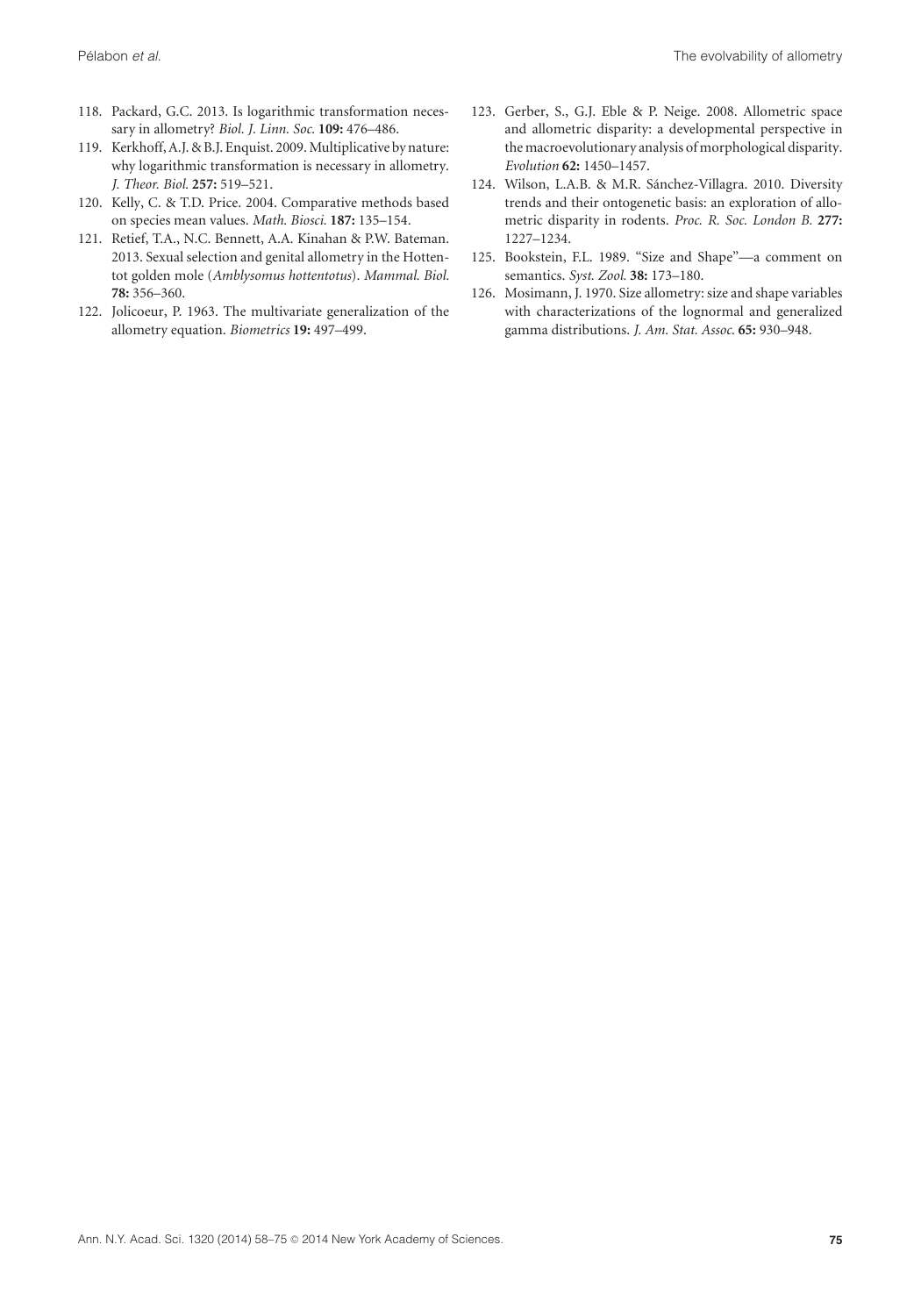118. Packard, G.C. 2013. Is logarithmic transformation necessary in allometry? *Biol. J. Linn. Soc.* **109:** 476–486.
119. Kerkhoff, A.J. & B.J. Enquist. 2009. Multiplicative by nature: why logarithmic transformation is necessary in allometry. *J. Theor. Biol.* **257:** 519–521.
120. Kelly, C. & T.D. Price. 2004. Comparative methods based on species mean values. *Math. Biosci.* **187:** 135–154.
121. Retief, T.A., N.C. Bennett, A.A. Kinahan & P.W. Bateman. 2013. Sexual selection and genital allometry in the Hottentot golden mole (*Amblysomus hottentotus*). *Mammal. Biol.* **78:** 356–360.
122. Jolicoeur, P. 1963. The multivariate generalization of the allometry equation. *Biometrics* **19:** 497–499.
123. Gerber, S., G.J. Eble & P. Neige. 2008. Allometric space and allometric disparity: a developmental perspective in the macroevolutionary analysis of morphological disparity. *Evolution* **62:** 1450–1457.
124. Wilson, L.A.B. & M.R. Sánchez-Villagra. 2010. Diversity trends and their ontogenetic basis: an exploration of allometric disparity in rodents. *Proc. R. Soc. London B.* **277:** 1227–1234.
125. Bookstein, F.L. 1989. "Size and Shape"—a comment on semantics. *Syst. Zool.* **38:** 173–180.
126. Mosimann, J. 1970. Size allometry: size and shape variables with characterizations of the lognormal and generalized gamma distributions. *J. Am. Stat. Assoc.* **65:** 930–948.